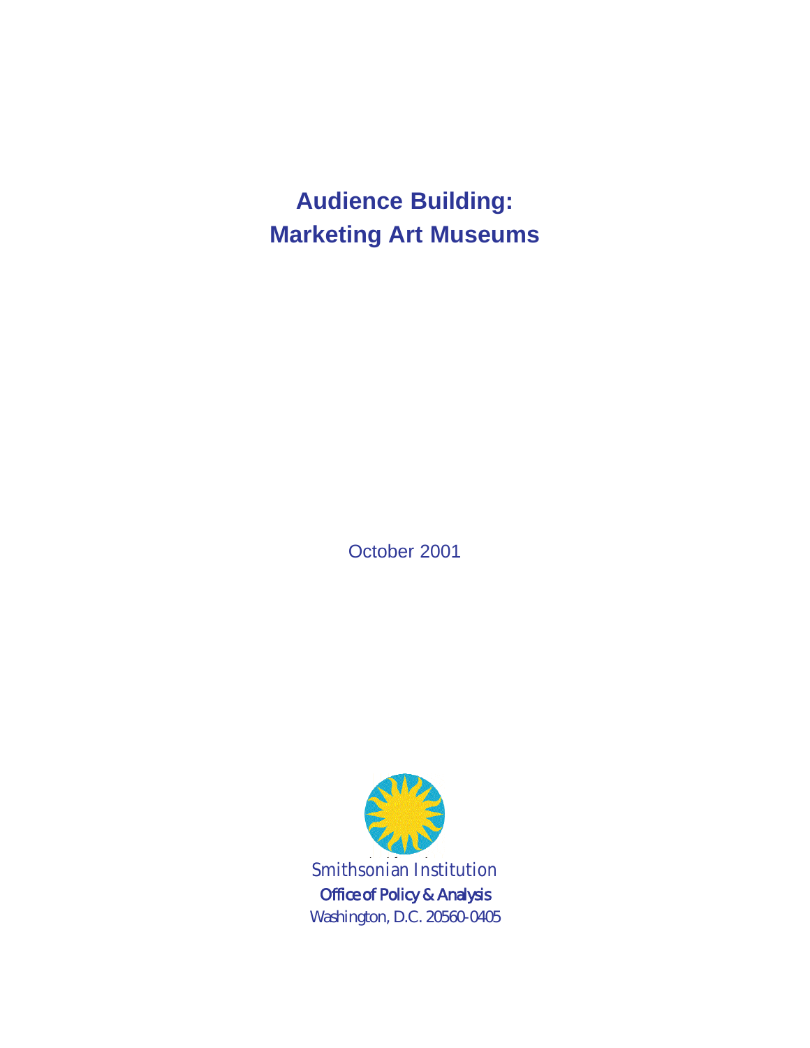# Audience Building: Marketing Art Museums

October 2001

Smithsonian Institution

Office of Policy & Analysis

Washington, D.C. 20560-0405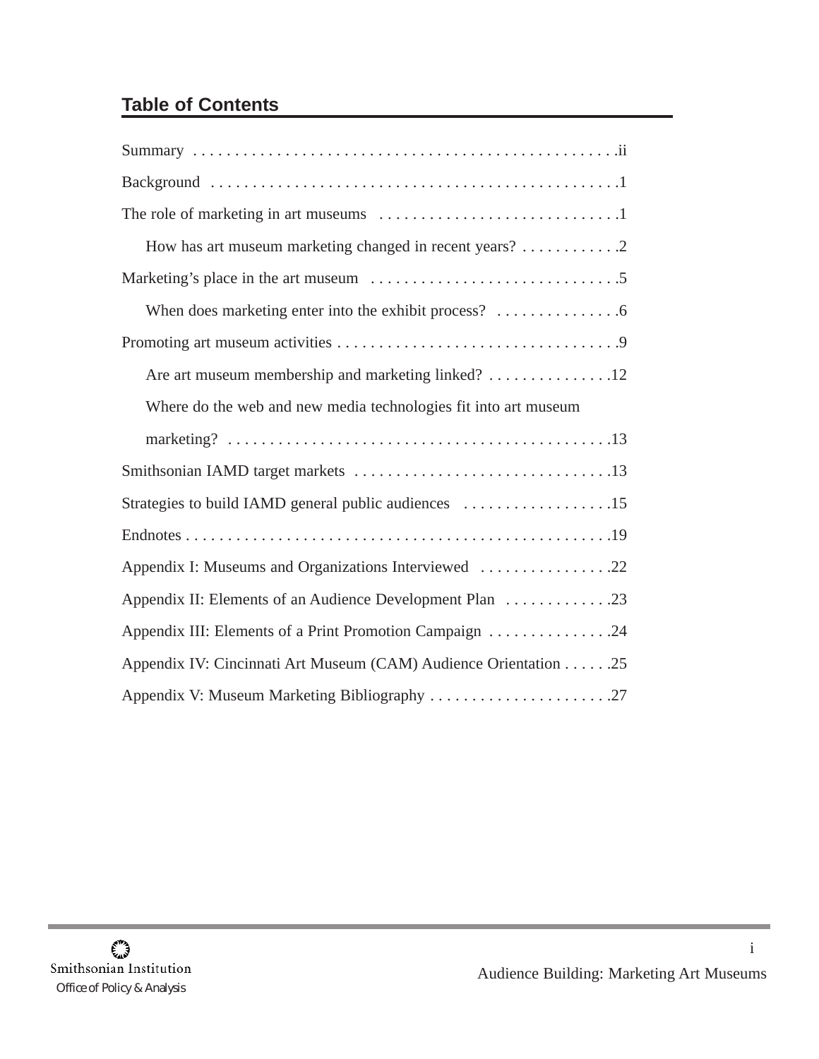## Table of Contents

Summary . . . . . . . . . . . . . . . . . . . . . . . . . . . . . . . . . . . . . . . . . . . . . . . . . .ii

Background . . . . . . . . . . . . . . . . . . . . . . . . . . . . . . . . . . . . . . . . . . . . . . . . .1

The role of marketing in art museums . . . . . . . . . . . . . . . . . . . . . . . . . . . . . .1

- How has art museum marketing changed in recent years? . . . . . . . . . . . .2

Marketing's place in the art museum . . . . . . . . . . . . . . . . . . . . . . . . . . . . . .5

- When does marketing enter into the exhibit process? . . . . . . . . . . . . . . .6

Promoting art museum activities . . . . . . . . . . . . . . . . . . . . . . . . . . . . . . . . . .9

- Are art museum membership and marketing linked? . . . . . . . . . . . . . . .12
- Where do the web and new media technologies fit into art museum marketing? . . . . . . . . . . . . . . . . . . . . . . . . . . . . . . . . . . . . . . . . . . . . .13

Smithsonian IAMD target markets . . . . . . . . . . . . . . . . . . . . . . . . . . . . . . .13

Strategies to build IAMD general public audiences . . . . . . . . . . . . . . . . . .15

Endnotes . . . . . . . . . . . . . . . . . . . . . . . . . . . . . . . . . . . . . . . . . . . . . . . . . .19

Appendix I: Museums and Organizations Interviewed . . . . . . . . . . . . . . . .22

Appendix II: Elements of an Audience Development Plan . . . . . . . . . . . . .23

Appendix III: Elements of a Print Promotion Campaign . . . . . . . . . . . . . . .24

Appendix IV: Cincinnati Art Museum (CAM) Audience Orientation . . . . . .25

Appendix V: Museum Marketing Bibliography . . . . . . . . . . . . . . . . . . . . . .27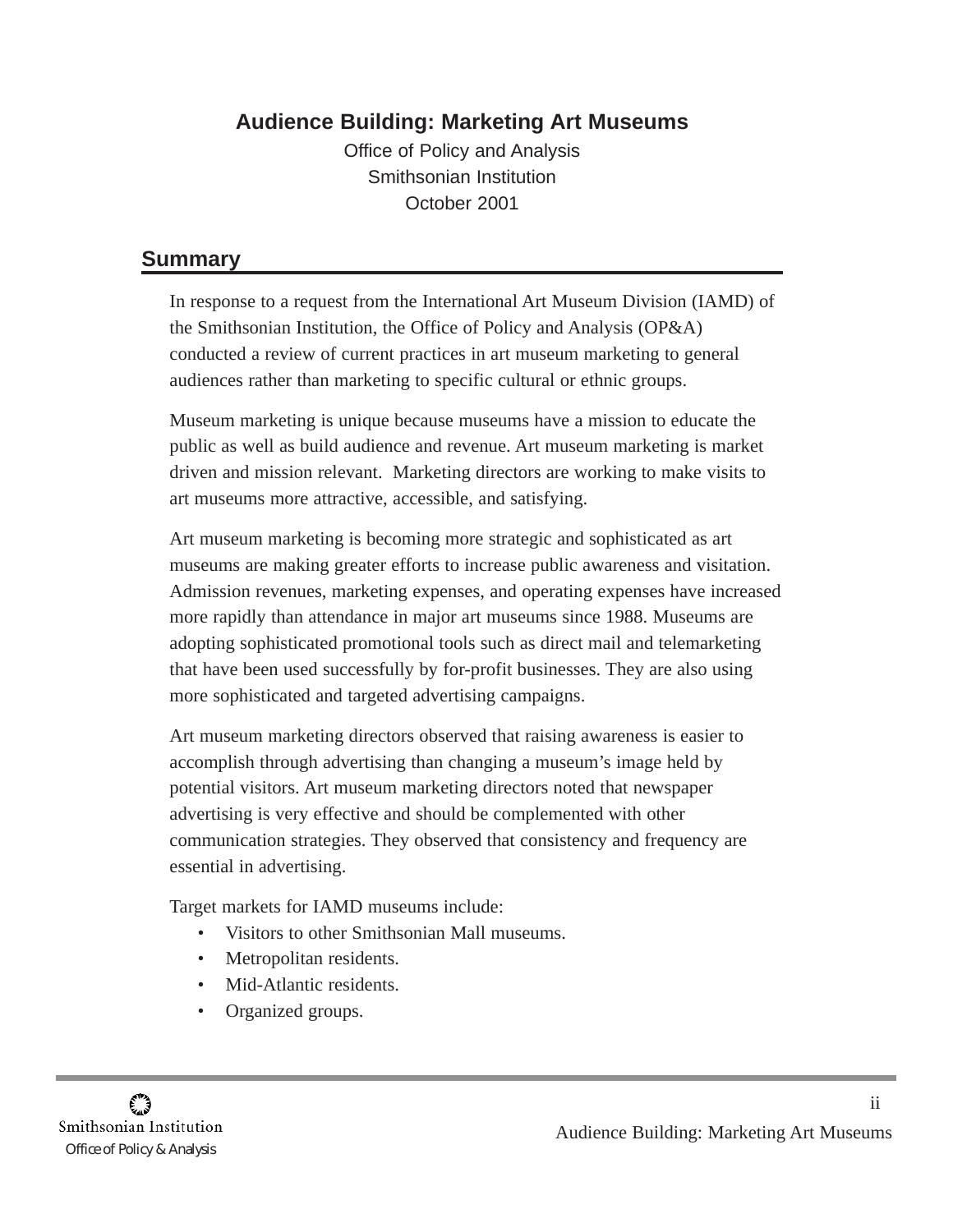# Audience Building: Marketing Art Museums

Office of Policy and Analysis
Smithsonian Institution
October 2001

## Summary

In response to a request from the International Art Museum Division (IAMD) of the Smithsonian Institution, the Office of Policy and Analysis (OP&A) conducted a review of current practices in art museum marketing to general audiences rather than marketing to specific cultural or ethnic groups.

Museum marketing is unique because museums have a mission to educate the public as well as build audience and revenue. Art museum marketing is market driven and mission relevant. Marketing directors are working to make visits to art museums more attractive, accessible, and satisfying.

Art museum marketing is becoming more strategic and sophisticated as art museums are making greater efforts to increase public awareness and visitation. Admission revenues, marketing expenses, and operating expenses have increased more rapidly than attendance in major art museums since 1988. Museums are adopting sophisticated promotional tools such as direct mail and telemarketing that have been used successfully by for-profit businesses. They are also using more sophisticated and targeted advertising campaigns.

Art museum marketing directors observed that raising awareness is easier to accomplish through advertising than changing a museum's image held by potential visitors. Art museum marketing directors noted that newspaper advertising is very effective and should be complemented with other communication strategies. They observed that consistency and frequency are essential in advertising.

Target markets for IAMD museums include:

- Visitors to other Smithsonian Mall museums.
- Metropolitan residents.
- Mid-Atlantic residents.
- Organized groups.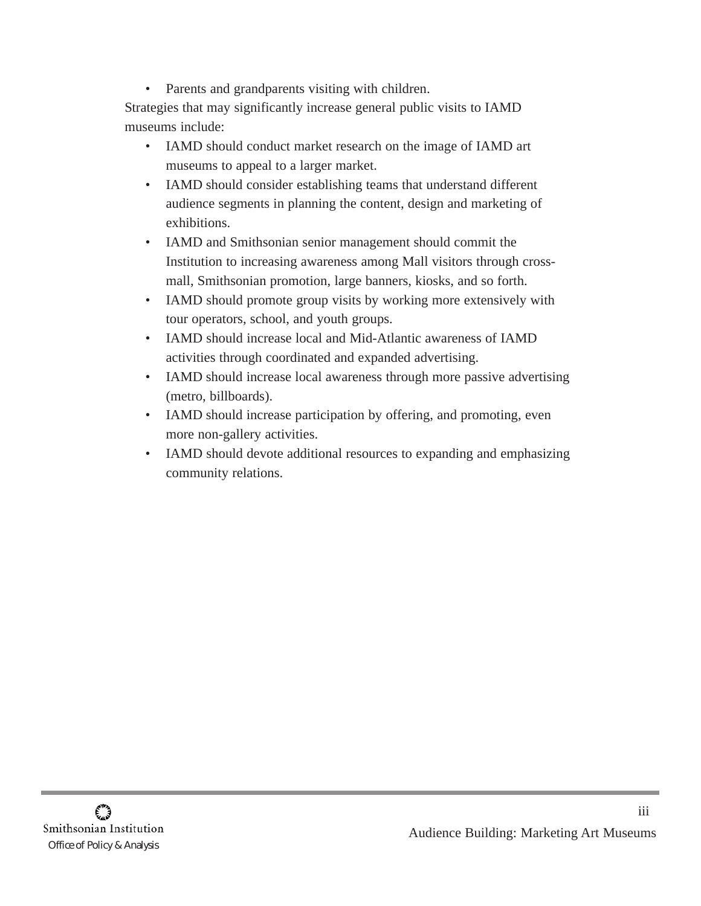- Parents and grandparents visiting with children.

Strategies that may significantly increase general public visits to IAMD museums include:

- IAMD should conduct market research on the image of IAMD art museums to appeal to a larger market.
- IAMD should consider establishing teams that understand different audience segments in planning the content, design and marketing of exhibitions.
- IAMD and Smithsonian senior management should commit the Institution to increasing awareness among Mall visitors through cross-mall, Smithsonian promotion, large banners, kiosks, and so forth.
- IAMD should promote group visits by working more extensively with tour operators, school, and youth groups.
- IAMD should increase local and Mid-Atlantic awareness of IAMD activities through coordinated and expanded advertising.
- IAMD should increase local awareness through more passive advertising (metro, billboards).
- IAMD should increase participation by offering, and promoting, even more non-gallery activities.
- IAMD should devote additional resources to expanding and emphasizing community relations.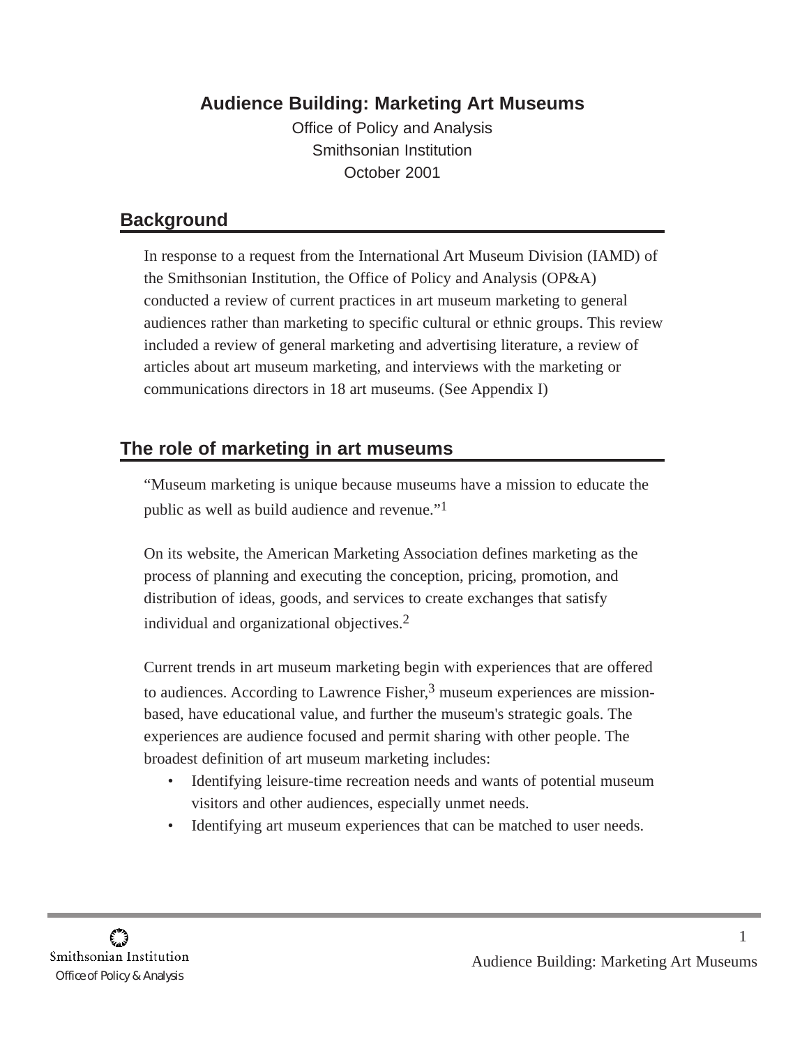# Audience Building: Marketing Art Museums

Office of Policy and Analysis
Smithsonian Institution
October 2001

## Background

In response to a request from the International Art Museum Division (IAMD) of the Smithsonian Institution, the Office of Policy and Analysis (OP&A) conducted a review of current practices in art museum marketing to general audiences rather than marketing to specific cultural or ethnic groups. This review included a review of general marketing and advertising literature, a review of articles about art museum marketing, and interviews with the marketing or communications directors in 18 art museums. (See Appendix I)

## The role of marketing in art museums

"Museum marketing is unique because museums have a mission to educate the public as well as build audience and revenue."[1]

On its website, the American Marketing Association defines marketing as the process of planning and executing the conception, pricing, promotion, and distribution of ideas, goods, and services to create exchanges that satisfy individual and organizational objectives.[2]

Current trends in art museum marketing begin with experiences that are offered to audiences. According to Lawrence Fisher,[3] museum experiences are mission-based, have educational value, and further the museum's strategic goals. The experiences are audience focused and permit sharing with other people. The broadest definition of art museum marketing includes:

- Identifying leisure-time recreation needs and wants of potential museum visitors and other audiences, especially unmet needs.
- Identifying art museum experiences that can be matched to user needs.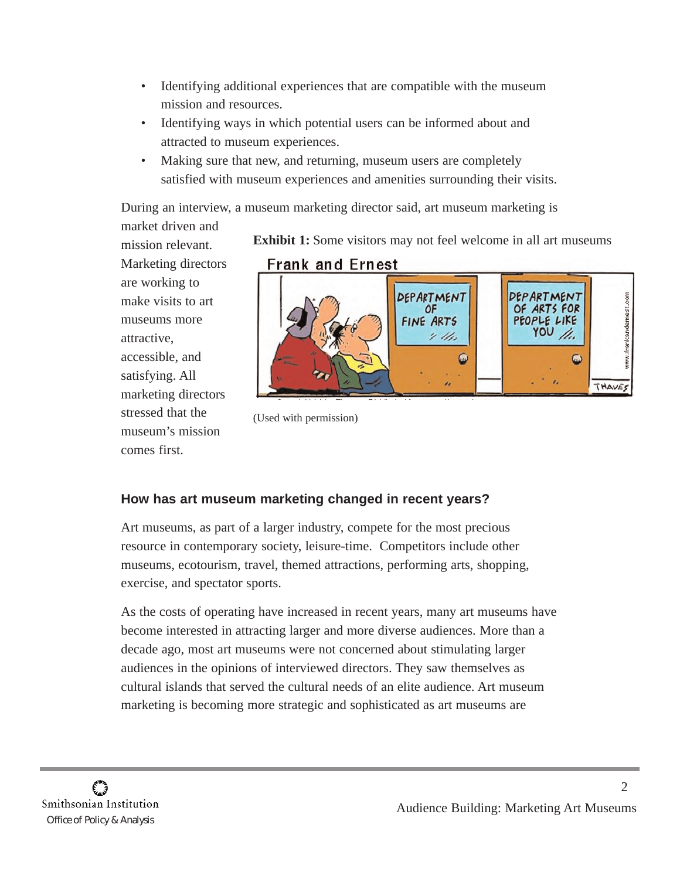- Identifying additional experiences that are compatible with the museum mission and resources.
- Identifying ways in which potential users can be informed about and attracted to museum experiences.
- Making sure that new, and returning, museum users are completely satisfied with museum experiences and amenities surrounding their visits.

During an interview, a museum marketing director said, art museum marketing is market driven and mission relevant. Marketing directors are working to make visits to art museums more attractive, accessible, and satisfying. All marketing directors stressed that the museum's mission comes first.

**Exhibit 1:** Some visitors may not feel welcome in all art museums

(Used with permission)

### How has art museum marketing changed in recent years?

Art museums, as part of a larger industry, compete for the most precious resource in contemporary society, leisure-time. Competitors include other museums, ecotourism, travel, themed attractions, performing arts, shopping, exercise, and spectator sports.

As the costs of operating have increased in recent years, many art museums have become interested in attracting larger and more diverse audiences. More than a decade ago, most art museums were not concerned about stimulating larger audiences in the opinions of interviewed directors. They saw themselves as cultural islands that served the cultural needs of an elite audience. Art museum marketing is becoming more strategic and sophisticated as art museums are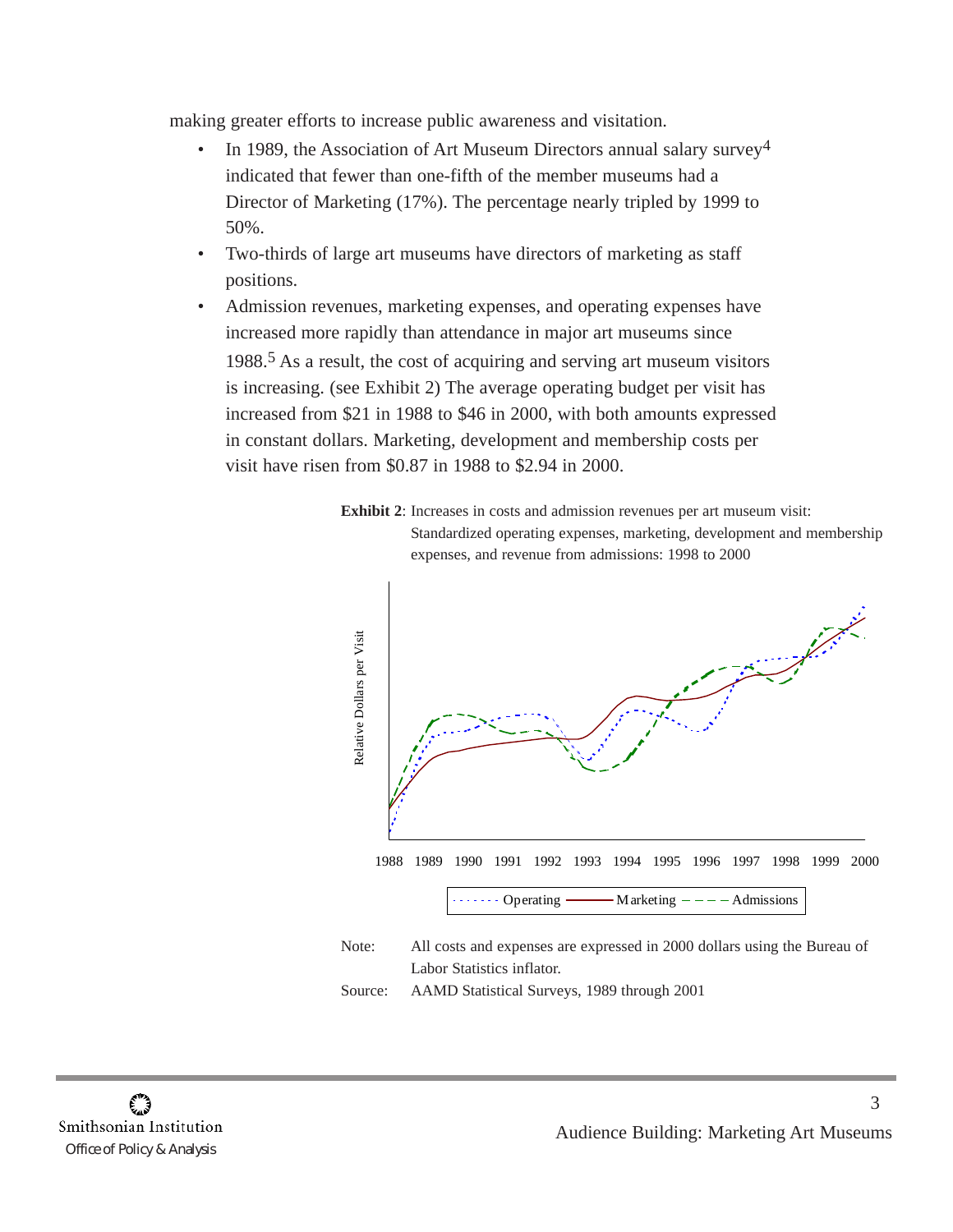making greater efforts to increase public awareness and visitation.

- In 1989, the Association of Art Museum Directors annual salary survey[4] indicated that fewer than one-fifth of the member museums had a Director of Marketing (17%). The percentage nearly tripled by 1999 to 50%.
- Two-thirds of large art museums have directors of marketing as staff positions.
- Admission revenues, marketing expenses, and operating expenses have increased more rapidly than attendance in major art museums since 1988.[5] As a result, the cost of acquiring and serving art museum visitors is increasing. (see Exhibit 2) The average operating budget per visit has increased from $21 in 1988 to $46 in 2000, with both amounts expressed in constant dollars. Marketing, development and membership costs per visit have risen from $0.87 in 1988 to $2.94 in 2000.

**Exhibit 2**: Increases in costs and admission revenues per art museum visit: Standardized operating expenses, marketing, development and membership expenses, and revenue from admissions: 1998 to 2000

Note: All costs and expenses are expressed in 2000 dollars using the Bureau of Labor Statistics inflator.

Source: AAMD Statistical Surveys, 1989 through 2001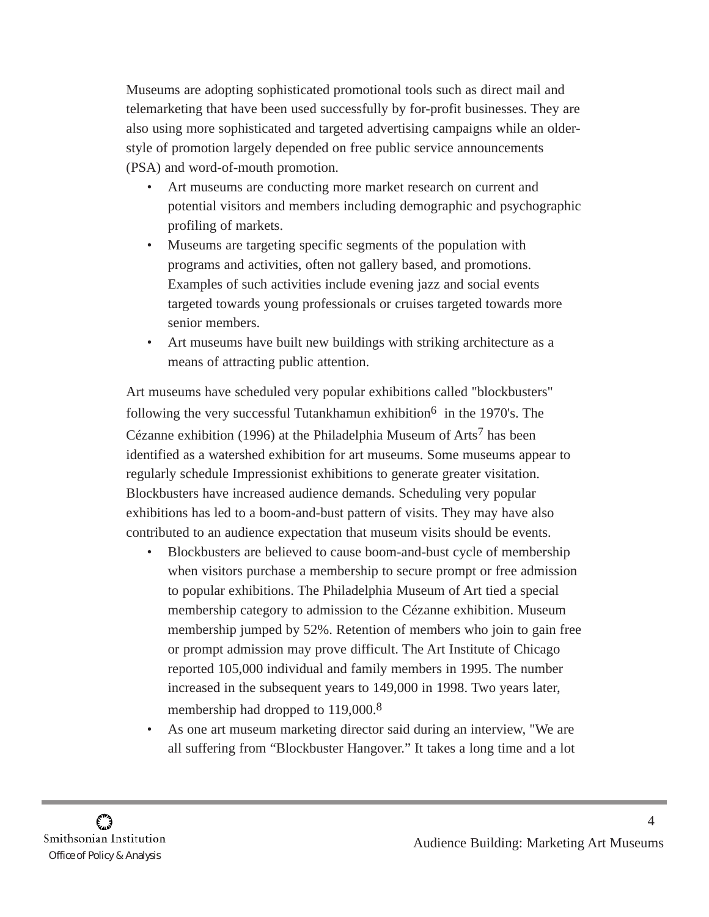Museums are adopting sophisticated promotional tools such as direct mail and telemarketing that have been used successfully by for-profit businesses. They are also using more sophisticated and targeted advertising campaigns while an older-style of promotion largely depended on free public service announcements (PSA) and word-of-mouth promotion.

- Art museums are conducting more market research on current and potential visitors and members including demographic and psychographic profiling of markets.
- Museums are targeting specific segments of the population with programs and activities, often not gallery based, and promotions. Examples of such activities include evening jazz and social events targeted towards young professionals or cruises targeted towards more senior members.
- Art museums have built new buildings with striking architecture as a means of attracting public attention.

Art museums have scheduled very popular exhibitions called "blockbusters" following the very successful Tutankhamun exhibition[6] in the 1970's. The Cézanne exhibition (1996) at the Philadelphia Museum of Arts[7] has been identified as a watershed exhibition for art museums. Some museums appear to regularly schedule Impressionist exhibitions to generate greater visitation. Blockbusters have increased audience demands. Scheduling very popular exhibitions has led to a boom-and-bust pattern of visits. They may have also contributed to an audience expectation that museum visits should be events.

- Blockbusters are believed to cause boom-and-bust cycle of membership when visitors purchase a membership to secure prompt or free admission to popular exhibitions. The Philadelphia Museum of Art tied a special membership category to admission to the Cézanne exhibition. Museum membership jumped by 52%. Retention of members who join to gain free or prompt admission may prove difficult. The Art Institute of Chicago reported 105,000 individual and family members in 1995. The number increased in the subsequent years to 149,000 in 1998. Two years later, membership had dropped to 119,000.[8]
- As one art museum marketing director said during an interview, "We are all suffering from "Blockbuster Hangover." It takes a long time and a lot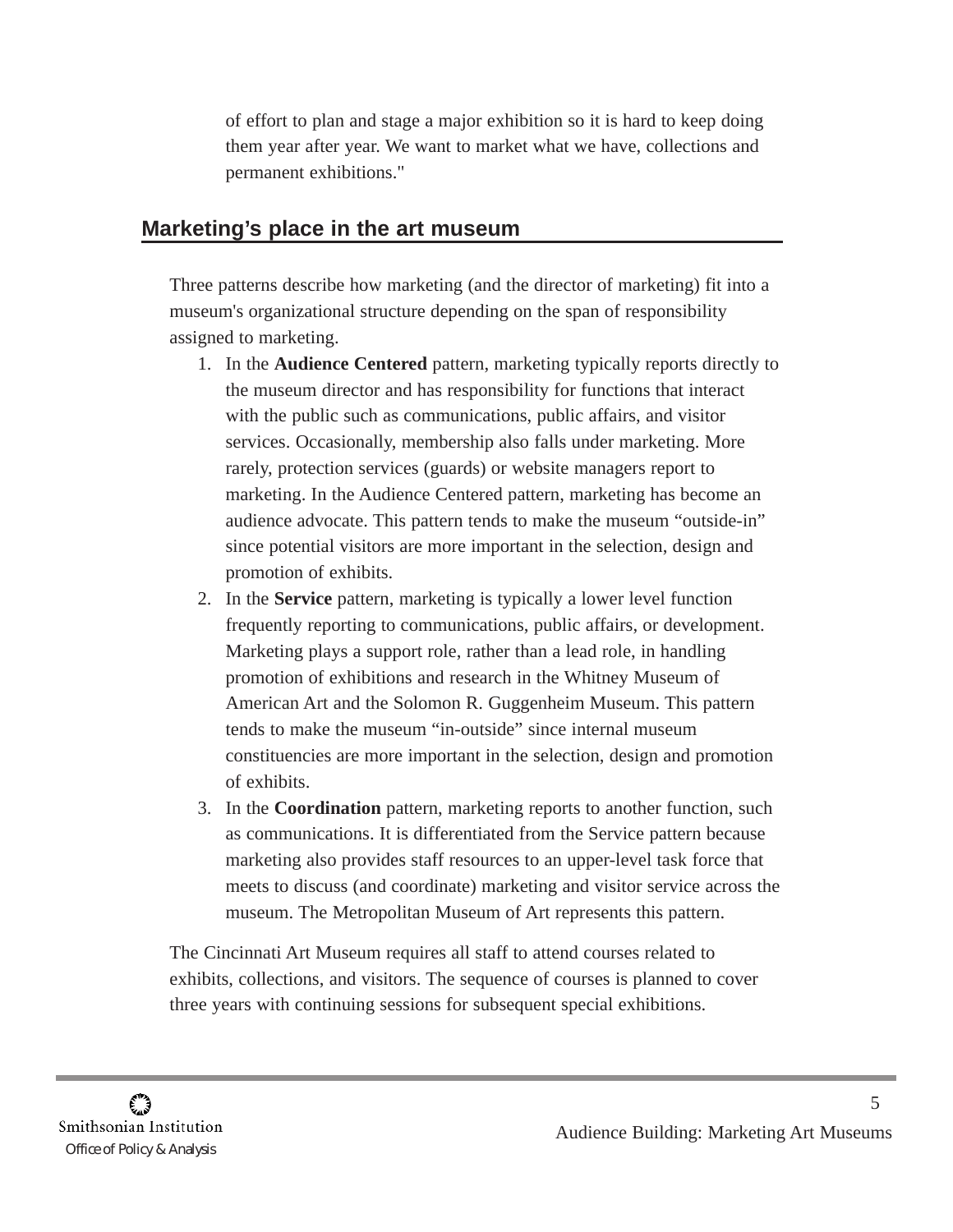of effort to plan and stage a major exhibition so it is hard to keep doing them year after year. We want to market what we have, collections and permanent exhibitions."

## Marketing's place in the art museum

Three patterns describe how marketing (and the director of marketing) fit into a museum's organizational structure depending on the span of responsibility assigned to marketing.

1. In the **Audience Centered** pattern, marketing typically reports directly to the museum director and has responsibility for functions that interact with the public such as communications, public affairs, and visitor services. Occasionally, membership also falls under marketing. More rarely, protection services (guards) or website managers report to marketing. In the Audience Centered pattern, marketing has become an audience advocate. This pattern tends to make the museum "outside-in" since potential visitors are more important in the selection, design and promotion of exhibits.
2. In the **Service** pattern, marketing is typically a lower level function frequently reporting to communications, public affairs, or development. Marketing plays a support role, rather than a lead role, in handling promotion of exhibitions and research in the Whitney Museum of American Art and the Solomon R. Guggenheim Museum. This pattern tends to make the museum "in-outside" since internal museum constituencies are more important in the selection, design and promotion of exhibits.
3. In the **Coordination** pattern, marketing reports to another function, such as communications. It is differentiated from the Service pattern because marketing also provides staff resources to an upper-level task force that meets to discuss (and coordinate) marketing and visitor service across the museum. The Metropolitan Museum of Art represents this pattern.

The Cincinnati Art Museum requires all staff to attend courses related to exhibits, collections, and visitors. The sequence of courses is planned to cover three years with continuing sessions for subsequent special exhibitions.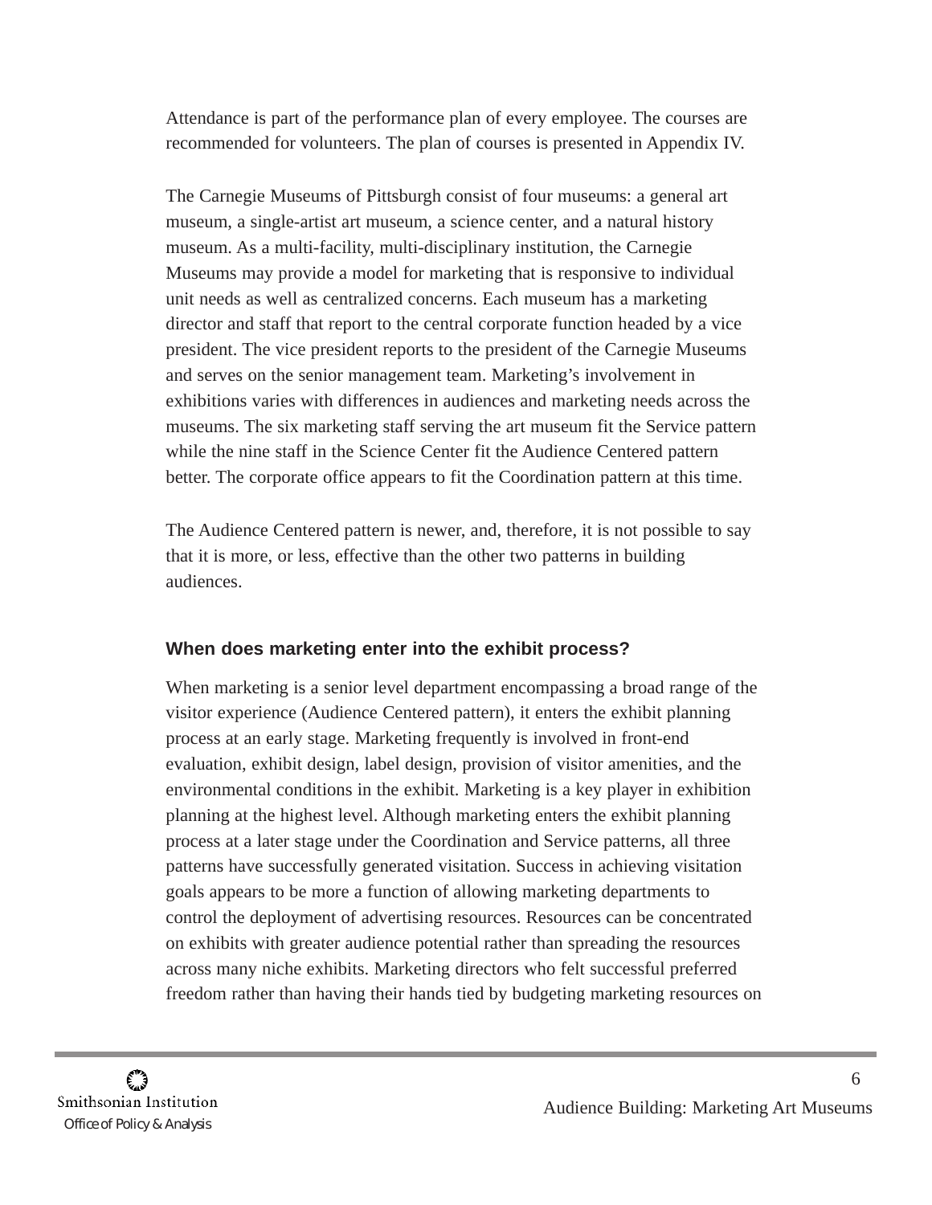Attendance is part of the performance plan of every employee. The courses are recommended for volunteers. The plan of courses is presented in Appendix IV.

The Carnegie Museums of Pittsburgh consist of four museums: a general art museum, a single-artist art museum, a science center, and a natural history museum. As a multi-facility, multi-disciplinary institution, the Carnegie Museums may provide a model for marketing that is responsive to individual unit needs as well as centralized concerns. Each museum has a marketing director and staff that report to the central corporate function headed by a vice president. The vice president reports to the president of the Carnegie Museums and serves on the senior management team. Marketing's involvement in exhibitions varies with differences in audiences and marketing needs across the museums. The six marketing staff serving the art museum fit the Service pattern while the nine staff in the Science Center fit the Audience Centered pattern better. The corporate office appears to fit the Coordination pattern at this time.

The Audience Centered pattern is newer, and, therefore, it is not possible to say that it is more, or less, effective than the other two patterns in building audiences.

### When does marketing enter into the exhibit process?

When marketing is a senior level department encompassing a broad range of the visitor experience (Audience Centered pattern), it enters the exhibit planning process at an early stage. Marketing frequently is involved in front-end evaluation, exhibit design, label design, provision of visitor amenities, and the environmental conditions in the exhibit. Marketing is a key player in exhibition planning at the highest level. Although marketing enters the exhibit planning process at a later stage under the Coordination and Service patterns, all three patterns have successfully generated visitation. Success in achieving visitation goals appears to be more a function of allowing marketing departments to control the deployment of advertising resources. Resources can be concentrated on exhibits with greater audience potential rather than spreading the resources across many niche exhibits. Marketing directors who felt successful preferred freedom rather than having their hands tied by budgeting marketing resources on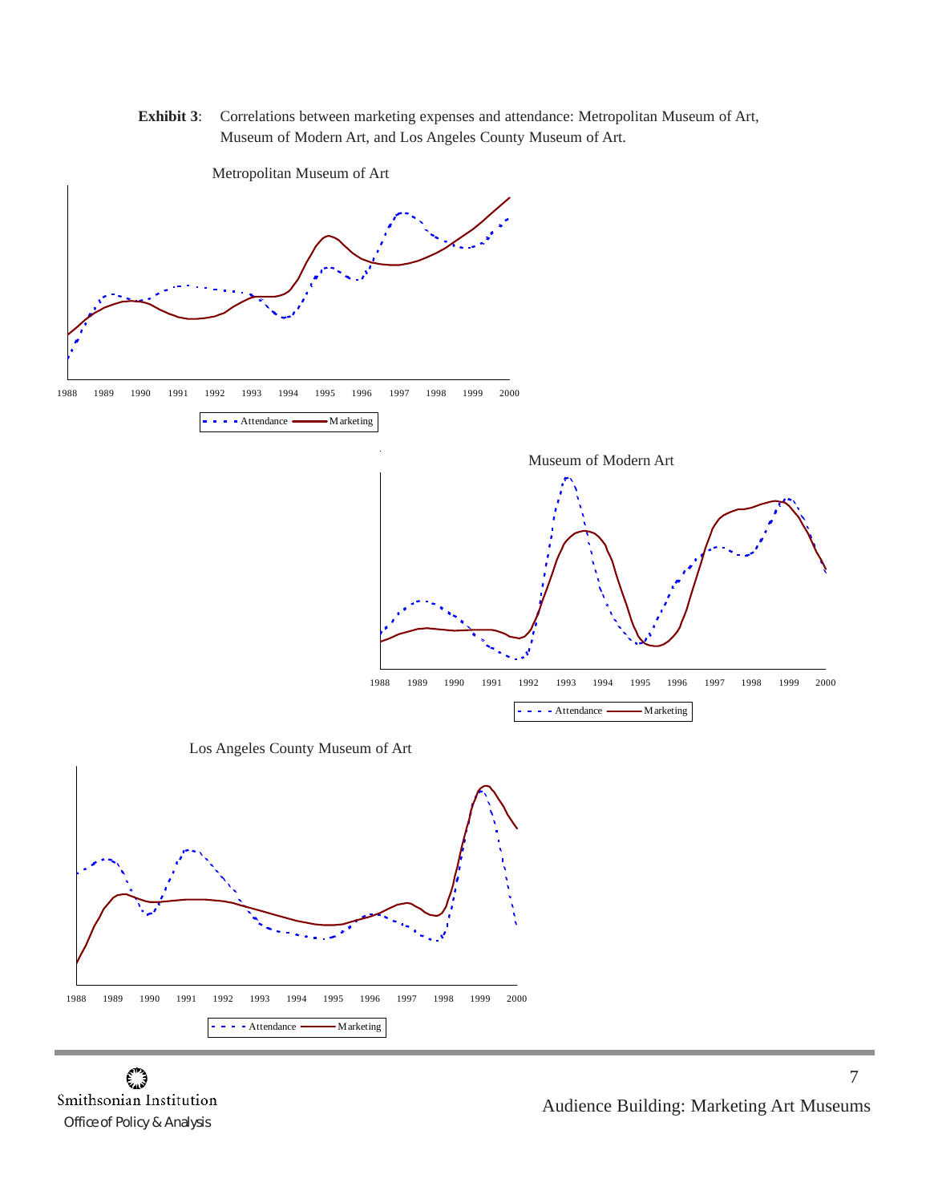**Exhibit 3**: Correlations between marketing expenses and attendance: Metropolitan Museum of Art, Museum of Modern Art, and Los Angeles County Museum of Art.

Metropolitan Museum of Art

1988 1989 1990 1991 1992 1993 1994 1995 1996 1997 1998 1999 2000

Attendance — Marketing

Museum of Modern Art

1988 1989 1990 1991 1992 1993 1994 1995 1996 1997 1998 1999 2000

Attendance — Marketing

Los Angeles County Museum of Art

1988 1989 1990 1991 1992 1993 1994 1995 1996 1997 1998 1999 2000

Attendance — Marketing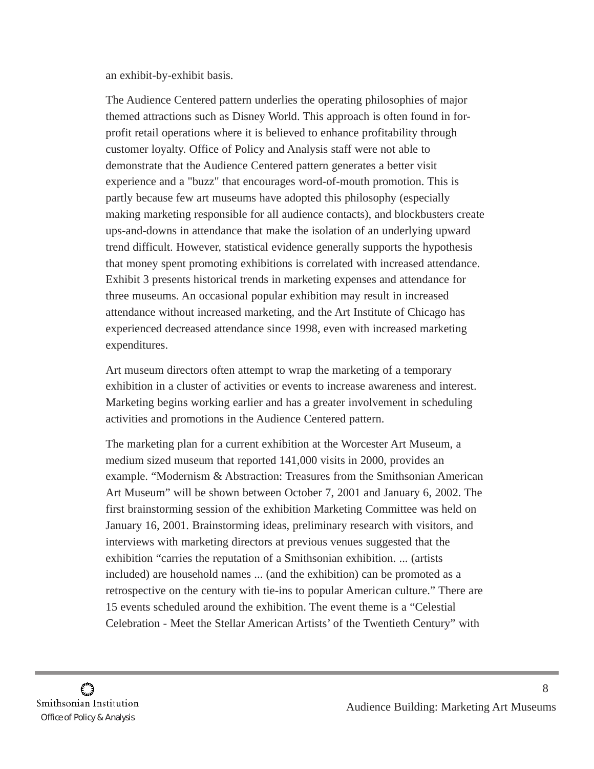an exhibit-by-exhibit basis.

The Audience Centered pattern underlies the operating philosophies of major themed attractions such as Disney World. This approach is often found in for-profit retail operations where it is believed to enhance profitability through customer loyalty. Office of Policy and Analysis staff were not able to demonstrate that the Audience Centered pattern generates a better visit experience and a "buzz" that encourages word-of-mouth promotion. This is partly because few art museums have adopted this philosophy (especially making marketing responsible for all audience contacts), and blockbusters create ups-and-downs in attendance that make the isolation of an underlying upward trend difficult. However, statistical evidence generally supports the hypothesis that money spent promoting exhibitions is correlated with increased attendance. Exhibit 3 presents historical trends in marketing expenses and attendance for three museums. An occasional popular exhibition may result in increased attendance without increased marketing, and the Art Institute of Chicago has experienced decreased attendance since 1998, even with increased marketing expenditures.

Art museum directors often attempt to wrap the marketing of a temporary exhibition in a cluster of activities or events to increase awareness and interest. Marketing begins working earlier and has a greater involvement in scheduling activities and promotions in the Audience Centered pattern.

The marketing plan for a current exhibition at the Worcester Art Museum, a medium sized museum that reported 141,000 visits in 2000, provides an example. “Modernism & Abstraction: Treasures from the Smithsonian American Art Museum” will be shown between October 7, 2001 and January 6, 2002. The first brainstorming session of the exhibition Marketing Committee was held on January 16, 2001. Brainstorming ideas, preliminary research with visitors, and interviews with marketing directors at previous venues suggested that the exhibition “carries the reputation of a Smithsonian exhibition. ... (artists included) are household names ... (and the exhibition) can be promoted as a retrospective on the century with tie-ins to popular American culture.” There are 15 events scheduled around the exhibition. The event theme is a “Celestial Celebration - Meet the Stellar American Artists’ of the Twentieth Century” with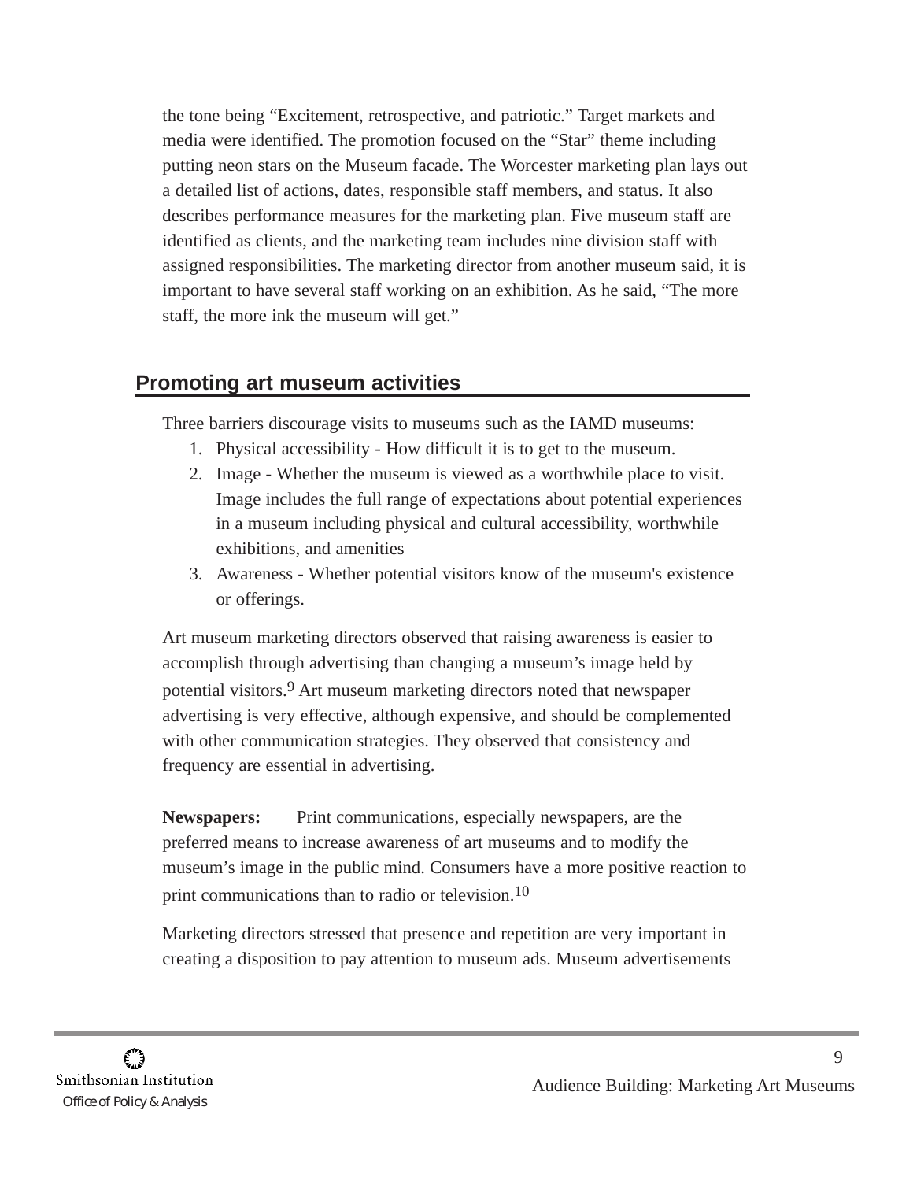the tone being “Excitement, retrospective, and patriotic.” Target markets and media were identified. The promotion focused on the “Star” theme including putting neon stars on the Museum facade. The Worcester marketing plan lays out a detailed list of actions, dates, responsible staff members, and status. It also describes performance measures for the marketing plan. Five museum staff are identified as clients, and the marketing team includes nine division staff with assigned responsibilities. The marketing director from another museum said, it is important to have several staff working on an exhibition. As he said, “The more staff, the more ink the museum will get.”

## Promoting art museum activities

Three barriers discourage visits to museums such as the IAMD museums:

1. Physical accessibility - How difficult it is to get to the museum.
2. Image - Whether the museum is viewed as a worthwhile place to visit. Image includes the full range of expectations about potential experiences in a museum including physical and cultural accessibility, worthwhile exhibitions, and amenities
3. Awareness - Whether potential visitors know of the museum's existence or offerings.

Art museum marketing directors observed that raising awareness is easier to accomplish through advertising than changing a museum’s image held by potential visitors.[9] Art museum marketing directors noted that newspaper advertising is very effective, although expensive, and should be complemented with other communication strategies. They observed that consistency and frequency are essential in advertising.

**Newspapers:** Print communications, especially newspapers, are the preferred means to increase awareness of art museums and to modify the museum’s image in the public mind. Consumers have a more positive reaction to print communications than to radio or television.[10]

Marketing directors stressed that presence and repetition are very important in creating a disposition to pay attention to museum ads. Museum advertisements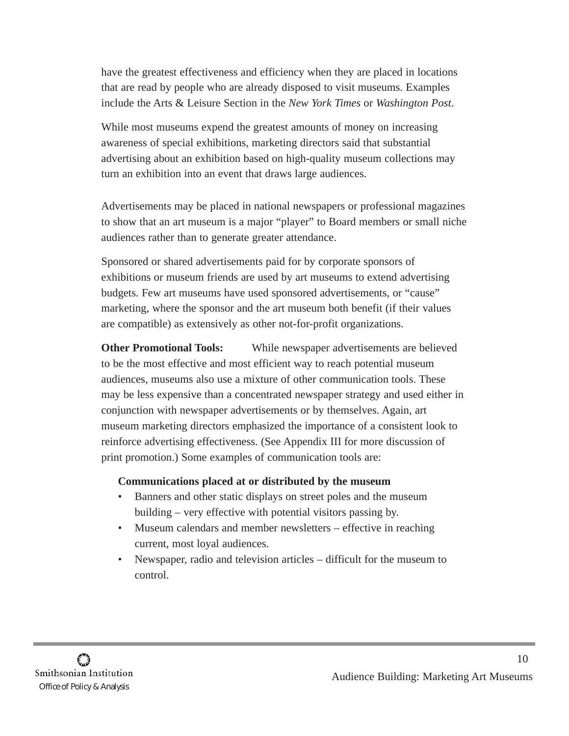have the greatest effectiveness and efficiency when they are placed in locations that are read by people who are already disposed to visit museums. Examples include the Arts & Leisure Section in the *New York Times* or *Washington Post*.

While most museums expend the greatest amounts of money on increasing awareness of special exhibitions, marketing directors said that substantial advertising about an exhibition based on high-quality museum collections may turn an exhibition into an event that draws large audiences.

Advertisements may be placed in national newspapers or professional magazines to show that an art museum is a major "player" to Board members or small niche audiences rather than to generate greater attendance.

Sponsored or shared advertisements paid for by corporate sponsors of exhibitions or museum friends are used by art museums to extend advertising budgets. Few art museums have used sponsored advertisements, or "cause" marketing, where the sponsor and the art museum both benefit (if their values are compatible) as extensively as other not-for-profit organizations.

**Other Promotional Tools:** While newspaper advertisements are believed to be the most effective and most efficient way to reach potential museum audiences, museums also use a mixture of other communication tools. These may be less expensive than a concentrated newspaper strategy and used either in conjunction with newspaper advertisements or by themselves. Again, art museum marketing directors emphasized the importance of a consistent look to reinforce advertising effectiveness. (See Appendix III for more discussion of print promotion.) Some examples of communication tools are:

**Communications placed at or distributed by the museum**

- Banners and other static displays on street poles and the museum building – very effective with potential visitors passing by.
- Museum calendars and member newsletters – effective in reaching current, most loyal audiences.
- Newspaper, radio and television articles – difficult for the museum to control.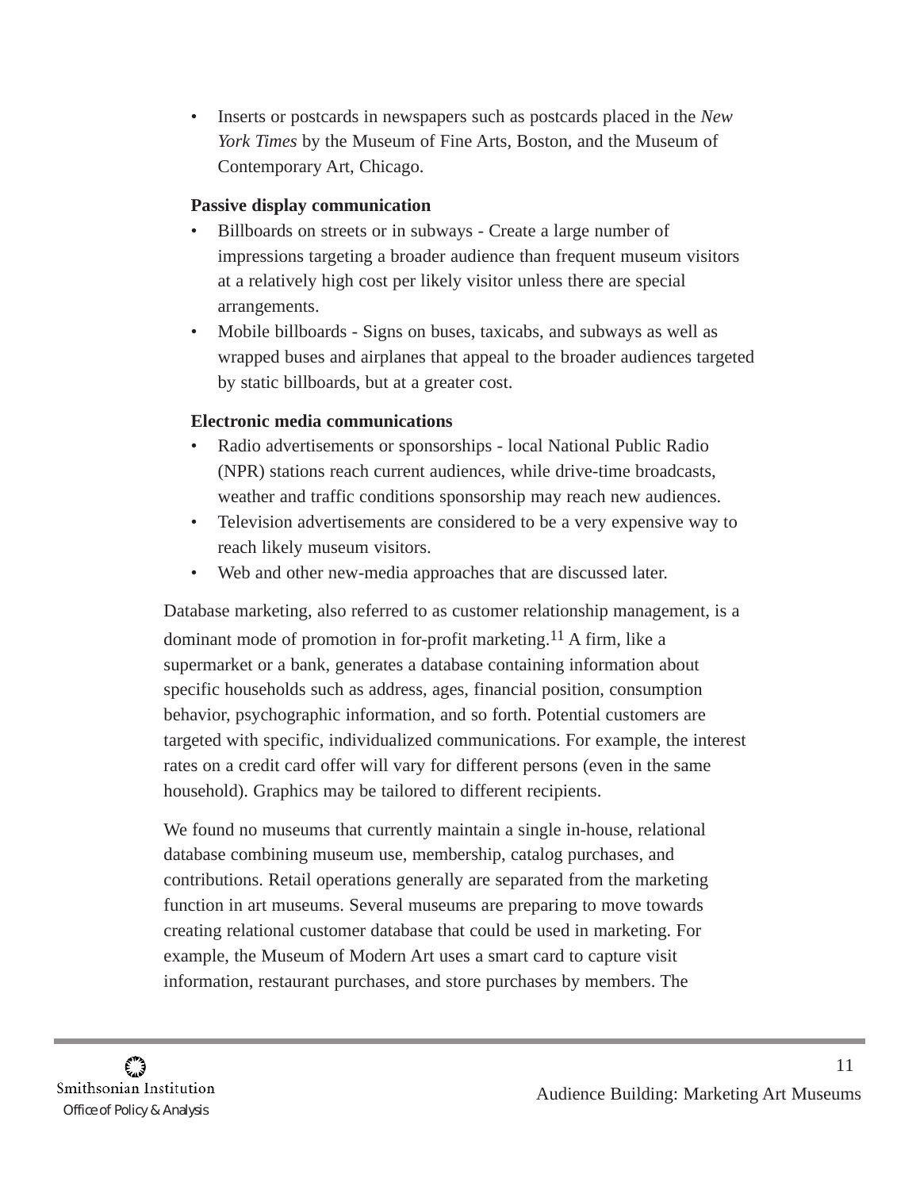- Inserts or postcards in newspapers such as postcards placed in the *New York Times* by the Museum of Fine Arts, Boston, and the Museum of Contemporary Art, Chicago.

**Passive display communication**

- Billboards on streets or in subways - Create a large number of impressions targeting a broader audience than frequent museum visitors at a relatively high cost per likely visitor unless there are special arrangements.
- Mobile billboards - Signs on buses, taxicabs, and subways as well as wrapped buses and airplanes that appeal to the broader audiences targeted by static billboards, but at a greater cost.

**Electronic media communications**

- Radio advertisements or sponsorships - local National Public Radio (NPR) stations reach current audiences, while drive-time broadcasts, weather and traffic conditions sponsorship may reach new audiences.
- Television advertisements are considered to be a very expensive way to reach likely museum visitors.
- Web and other new-media approaches that are discussed later.

Database marketing, also referred to as customer relationship management, is a dominant mode of promotion in for-profit marketing.[11] A firm, like a supermarket or a bank, generates a database containing information about specific households such as address, ages, financial position, consumption behavior, psychographic information, and so forth. Potential customers are targeted with specific, individualized communications. For example, the interest rates on a credit card offer will vary for different persons (even in the same household). Graphics may be tailored to different recipients.

We found no museums that currently maintain a single in-house, relational database combining museum use, membership, catalog purchases, and contributions. Retail operations generally are separated from the marketing function in art museums. Several museums are preparing to move towards creating relational customer database that could be used in marketing. For example, the Museum of Modern Art uses a smart card to capture visit information, restaurant purchases, and store purchases by members. The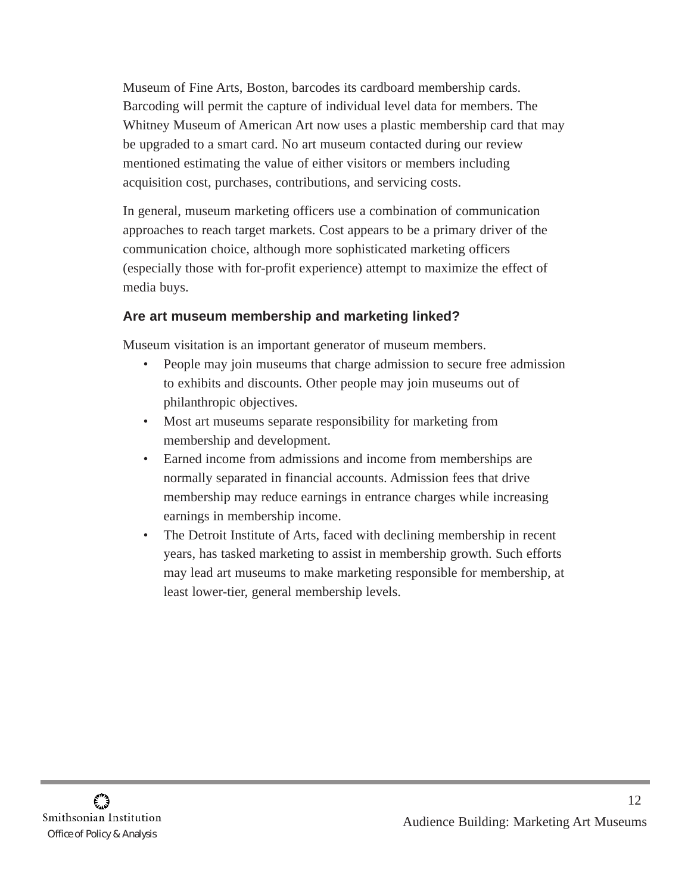Museum of Fine Arts, Boston, barcodes its cardboard membership cards. Barcoding will permit the capture of individual level data for members. The Whitney Museum of American Art now uses a plastic membership card that may be upgraded to a smart card. No art museum contacted during our review mentioned estimating the value of either visitors or members including acquisition cost, purchases, contributions, and servicing costs.

In general, museum marketing officers use a combination of communication approaches to reach target markets. Cost appears to be a primary driver of the communication choice, although more sophisticated marketing officers (especially those with for-profit experience) attempt to maximize the effect of media buys.

### Are art museum membership and marketing linked?

Museum visitation is an important generator of museum members.

- People may join museums that charge admission to secure free admission to exhibits and discounts. Other people may join museums out of philanthropic objectives.
- Most art museums separate responsibility for marketing from membership and development.
- Earned income from admissions and income from memberships are normally separated in financial accounts. Admission fees that drive membership may reduce earnings in entrance charges while increasing earnings in membership income.
- The Detroit Institute of Arts, faced with declining membership in recent years, has tasked marketing to assist in membership growth. Such efforts may lead art museums to make marketing responsible for membership, at least lower-tier, general membership levels.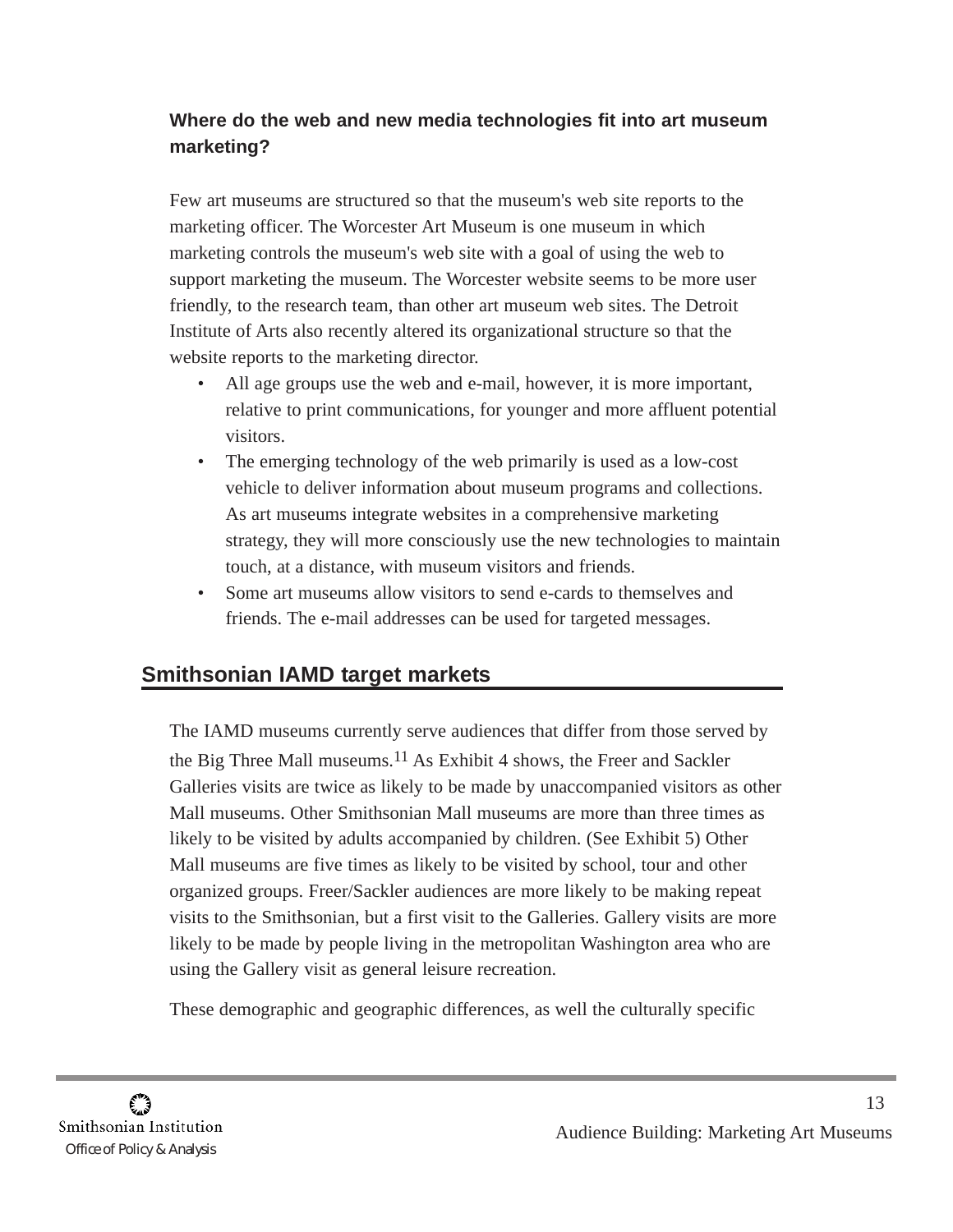**Where do the web and new media technologies fit into art museum marketing?**

Few art museums are structured so that the museum's web site reports to the marketing officer. The Worcester Art Museum is one museum in which marketing controls the museum's web site with a goal of using the web to support marketing the museum. The Worcester website seems to be more user friendly, to the research team, than other art museum web sites. The Detroit Institute of Arts also recently altered its organizational structure so that the website reports to the marketing director.

- All age groups use the web and e-mail, however, it is more important, relative to print communications, for younger and more affluent potential visitors.
- The emerging technology of the web primarily is used as a low-cost vehicle to deliver information about museum programs and collections. As art museums integrate websites in a comprehensive marketing strategy, they will more consciously use the new technologies to maintain touch, at a distance, with museum visitors and friends.
- Some art museums allow visitors to send e-cards to themselves and friends. The e-mail addresses can be used for targeted messages.

## Smithsonian IAMD target markets

The IAMD museums currently serve audiences that differ from those served by the Big Three Mall museums.[11] As Exhibit 4 shows, the Freer and Sackler Galleries visits are twice as likely to be made by unaccompanied visitors as other Mall museums. Other Smithsonian Mall museums are more than three times as likely to be visited by adults accompanied by children. (See Exhibit 5) Other Mall museums are five times as likely to be visited by school, tour and other organized groups. Freer/Sackler audiences are more likely to be making repeat visits to the Smithsonian, but a first visit to the Galleries. Gallery visits are more likely to be made by people living in the metropolitan Washington area who are using the Gallery visit as general leisure recreation.

These demographic and geographic differences, as well the culturally specific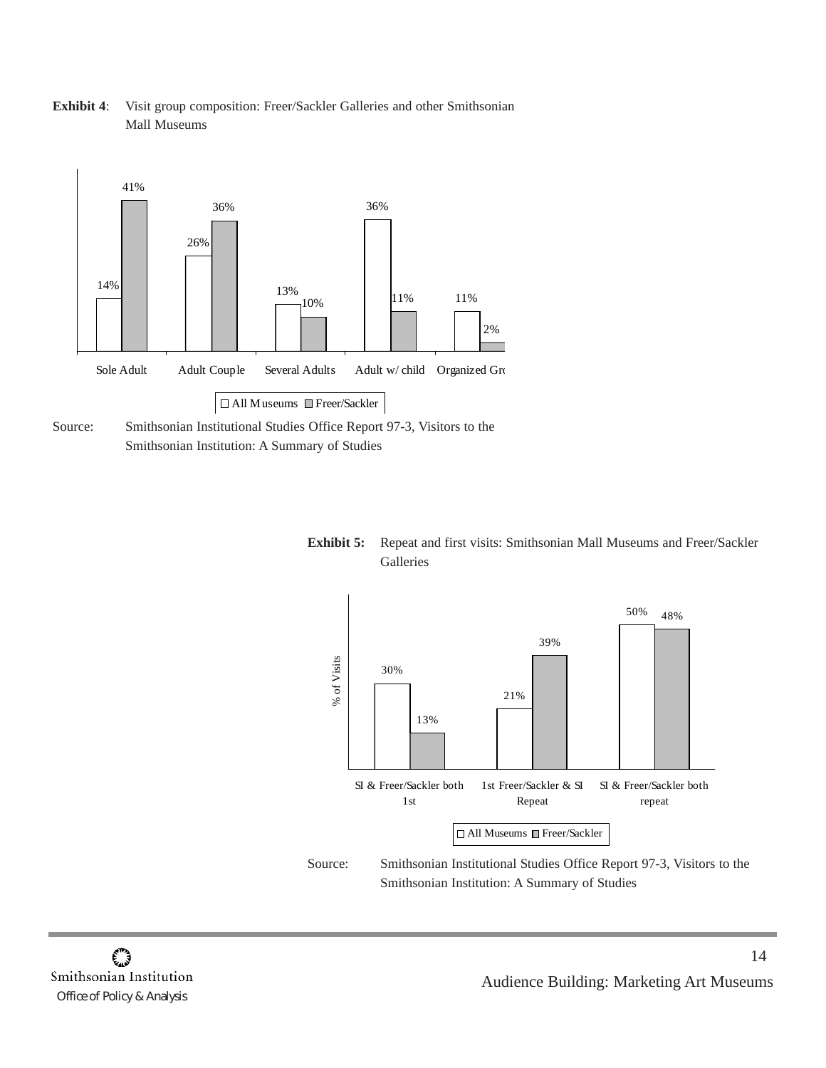**Exhibit 4**: Visit group composition: Freer/Sackler Galleries and other Smithsonian Mall Museums

| | All Museums | Freer/Sackler |
|---|---|---|
| Sole Adult | 14% | 41% |
| Adult Couple | 26% | 36% |
| Several Adults | 13% | 10% |
| Adult w/ child | 36% | 11% |
| Organized Gro | 11% | 2% |

Source: Smithsonian Institutional Studies Office Report 97-3, Visitors to the Smithsonian Institution: A Summary of Studies

**Exhibit 5:** Repeat and first visits: Smithsonian Mall Museums and Freer/Sackler Galleries

| % of Visits | All Museums | Freer/Sackler |
|---|---|---|
| SI & Freer/Sackler both 1st | 30% | 13% |
| 1st Freer/Sackler & SI Repeat | 21% | 39% |
| SI & Freer/Sackler both repeat | 50% | 48% |

Source: Smithsonian Institutional Studies Office Report 97-3, Visitors to the Smithsonian Institution: A Summary of Studies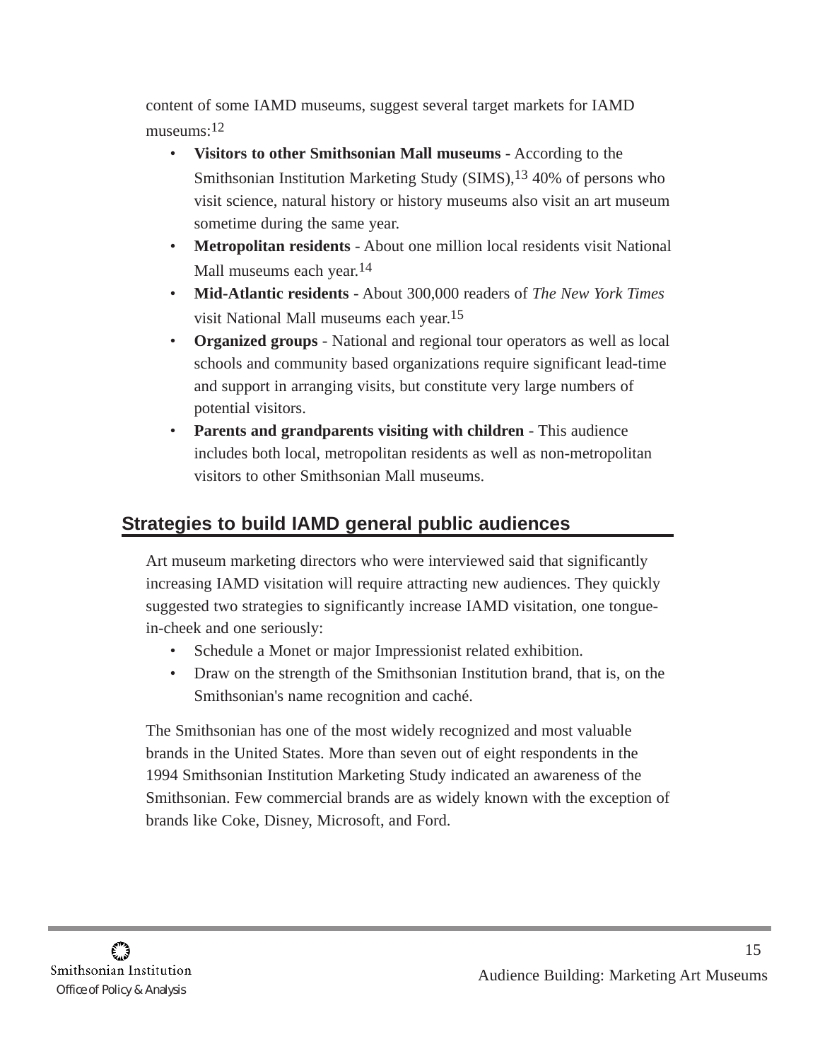content of some IAMD museums, suggest several target markets for IAMD museums:[12]

- **Visitors to other Smithsonian Mall museums** - According to the Smithsonian Institution Marketing Study (SIMS),[13] 40% of persons who visit science, natural history or history museums also visit an art museum sometime during the same year.
- **Metropolitan residents** - About one million local residents visit National Mall museums each year.[14]
- **Mid-Atlantic residents** - About 300,000 readers of *The New York Times* visit National Mall museums each year.[15]
- **Organized groups** - National and regional tour operators as well as local schools and community based organizations require significant lead-time and support in arranging visits, but constitute very large numbers of potential visitors.
- **Parents and grandparents visiting with children** - This audience includes both local, metropolitan residents as well as non-metropolitan visitors to other Smithsonian Mall museums.

## Strategies to build IAMD general public audiences

Art museum marketing directors who were interviewed said that significantly increasing IAMD visitation will require attracting new audiences. They quickly suggested two strategies to significantly increase IAMD visitation, one tongue-in-cheek and one seriously:

- Schedule a Monet or major Impressionist related exhibition.
- Draw on the strength of the Smithsonian Institution brand, that is, on the Smithsonian's name recognition and caché.

The Smithsonian has one of the most widely recognized and most valuable brands in the United States. More than seven out of eight respondents in the 1994 Smithsonian Institution Marketing Study indicated an awareness of the Smithsonian. Few commercial brands are as widely known with the exception of brands like Coke, Disney, Microsoft, and Ford.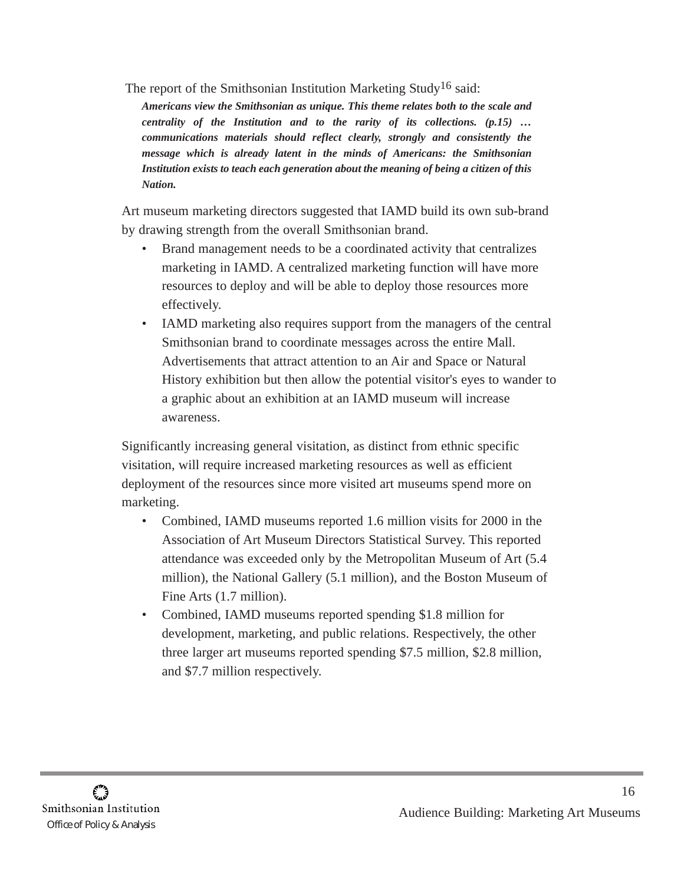The report of the Smithsonian Institution Marketing Study[16] said:

> ***Americans view the Smithsonian as unique. This theme relates both to the scale and centrality of the Institution and to the rarity of its collections. (p.15) … communications materials should reflect clearly, strongly and consistently the message which is already latent in the minds of Americans: the Smithsonian Institution exists to teach each generation about the meaning of being a citizen of this Nation.***

Art museum marketing directors suggested that IAMD build its own sub-brand by drawing strength from the overall Smithsonian brand.

- Brand management needs to be a coordinated activity that centralizes marketing in IAMD. A centralized marketing function will have more resources to deploy and will be able to deploy those resources more effectively.
- IAMD marketing also requires support from the managers of the central Smithsonian brand to coordinate messages across the entire Mall. Advertisements that attract attention to an Air and Space or Natural History exhibition but then allow the potential visitor's eyes to wander to a graphic about an exhibition at an IAMD museum will increase awareness.

Significantly increasing general visitation, as distinct from ethnic specific visitation, will require increased marketing resources as well as efficient deployment of the resources since more visited art museums spend more on marketing.

- Combined, IAMD museums reported 1.6 million visits for 2000 in the Association of Art Museum Directors Statistical Survey. This reported attendance was exceeded only by the Metropolitan Museum of Art (5.4 million), the National Gallery (5.1 million), and the Boston Museum of Fine Arts (1.7 million).
- Combined, IAMD museums reported spending $1.8 million for development, marketing, and public relations. Respectively, the other three larger art museums reported spending $7.5 million, $2.8 million, and $7.7 million respectively.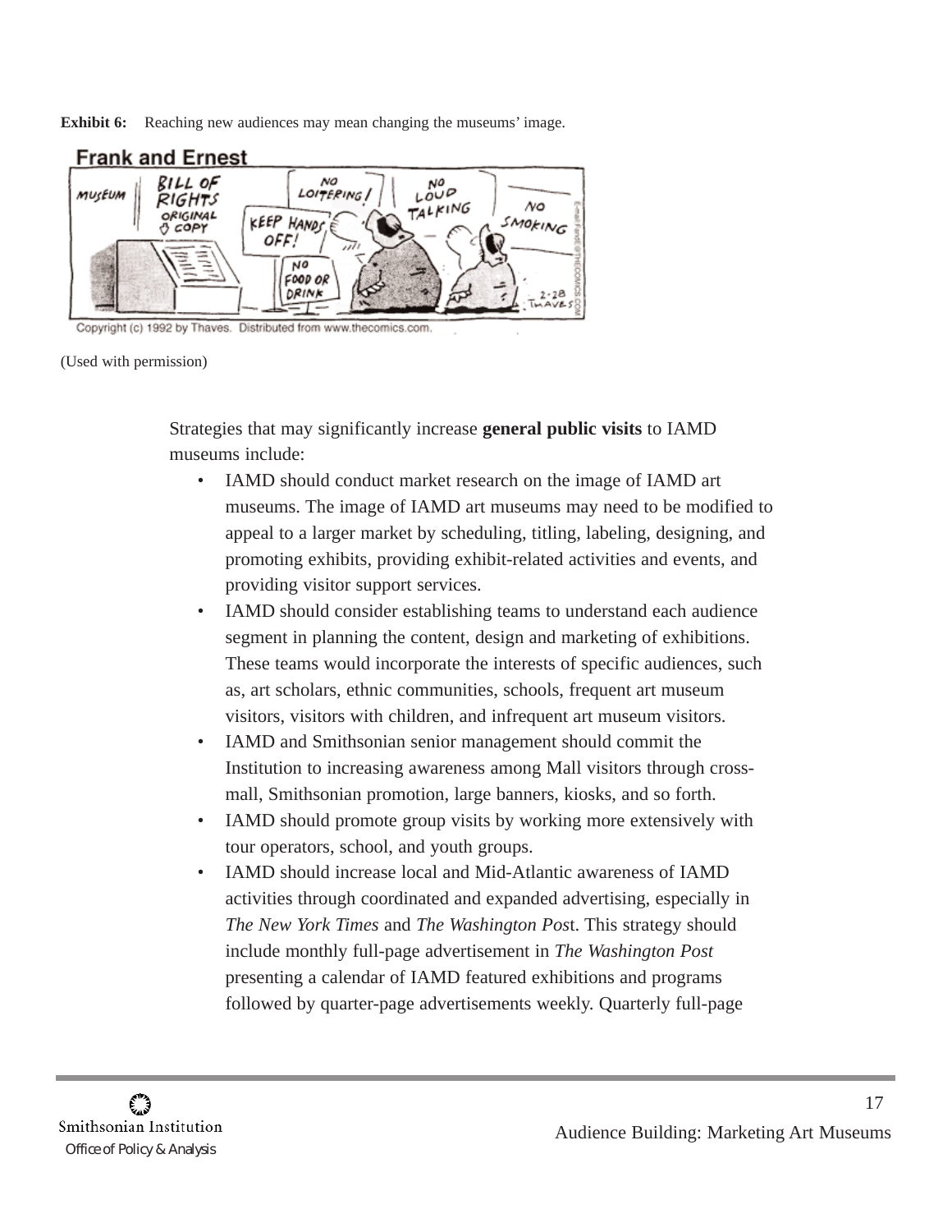**Exhibit 6:** Reaching new audiences may mean changing the museums' image.

Frank and Ernest

Copyright (c) 1992 by Thaves. Distributed from www.thecomics.com.

(Used with permission)

Strategies that may significantly increase **general public visits** to IAMD museums include:

- IAMD should conduct market research on the image of IAMD art museums. The image of IAMD art museums may need to be modified to appeal to a larger market by scheduling, titling, labeling, designing, and promoting exhibits, providing exhibit-related activities and events, and providing visitor support services.
- IAMD should consider establishing teams to understand each audience segment in planning the content, design and marketing of exhibitions. These teams would incorporate the interests of specific audiences, such as, art scholars, ethnic communities, schools, frequent art museum visitors, visitors with children, and infrequent art museum visitors.
- IAMD and Smithsonian senior management should commit the Institution to increasing awareness among Mall visitors through cross-mall, Smithsonian promotion, large banners, kiosks, and so forth.
- IAMD should promote group visits by working more extensively with tour operators, school, and youth groups.
- IAMD should increase local and Mid-Atlantic awareness of IAMD activities through coordinated and expanded advertising, especially in *The New York Times* and *The Washington Post*. This strategy should include monthly full-page advertisement in *The Washington Post* presenting a calendar of IAMD featured exhibitions and programs followed by quarter-page advertisements weekly. Quarterly full-page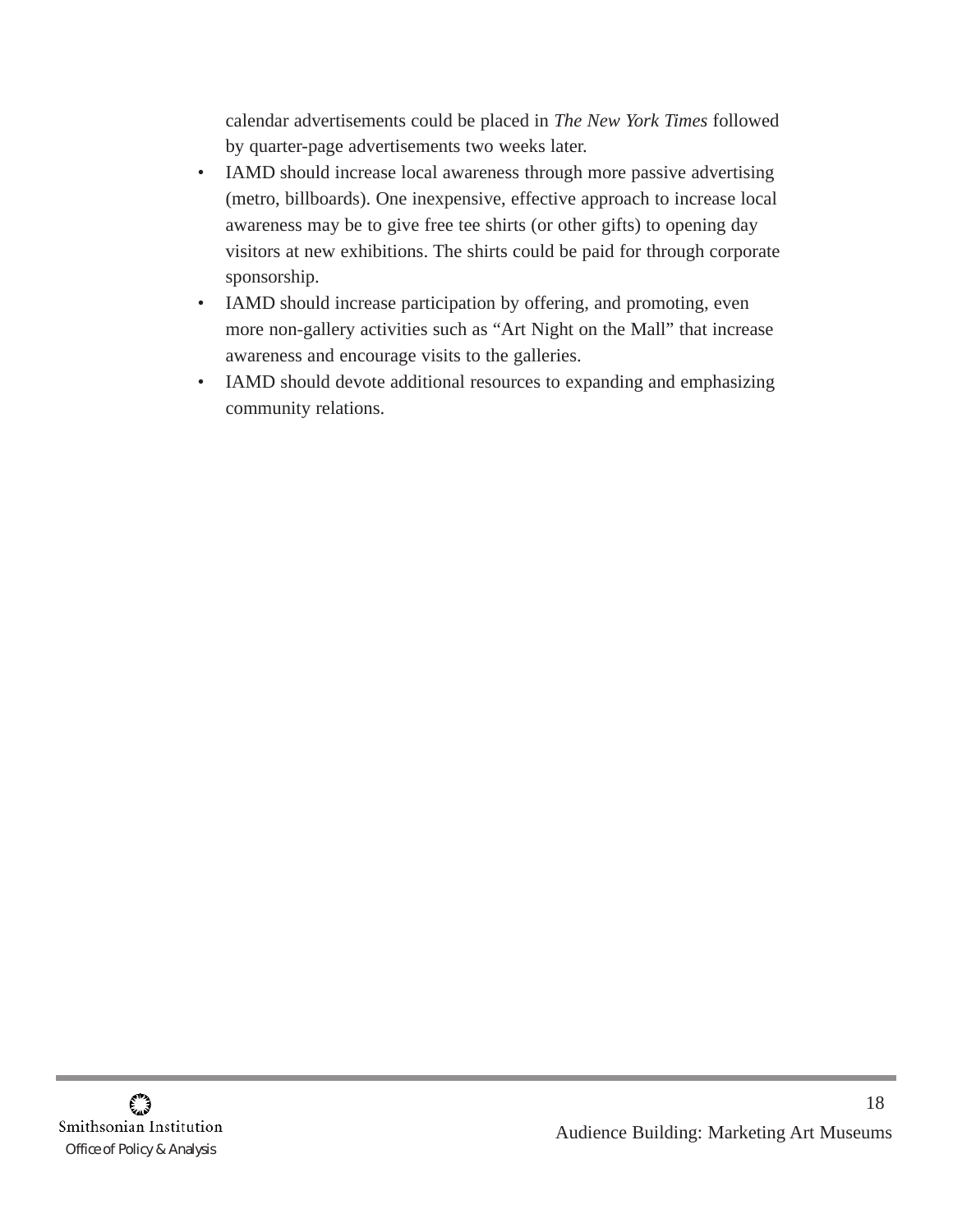calendar advertisements could be placed in *The New York Times* followed by quarter-page advertisements two weeks later.

- IAMD should increase local awareness through more passive advertising (metro, billboards). One inexpensive, effective approach to increase local awareness may be to give free tee shirts (or other gifts) to opening day visitors at new exhibitions. The shirts could be paid for through corporate sponsorship.
- IAMD should increase participation by offering, and promoting, even more non-gallery activities such as “Art Night on the Mall” that increase awareness and encourage visits to the galleries.
- IAMD should devote additional resources to expanding and emphasizing community relations.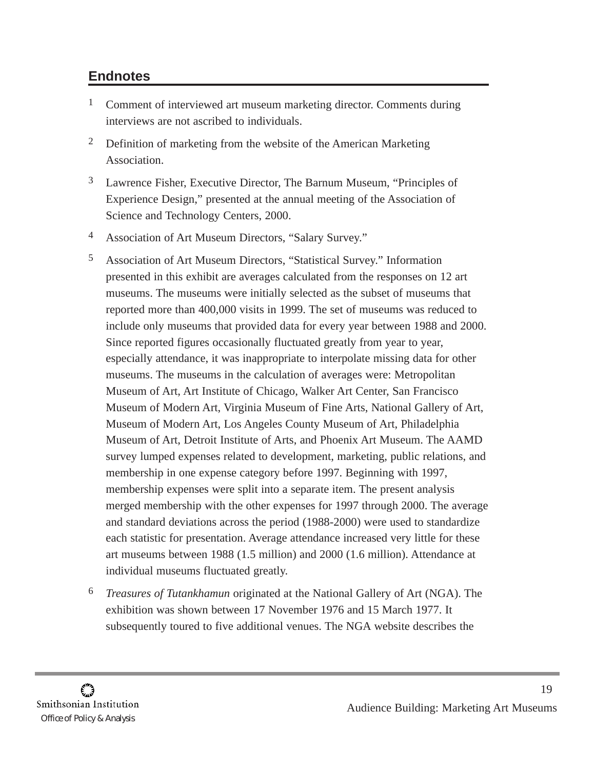## Endnotes

1. Comment of interviewed art museum marketing director. Comments during interviews are not ascribed to individuals.

2. Definition of marketing from the website of the American Marketing Association.

3. Lawrence Fisher, Executive Director, The Barnum Museum, "Principles of Experience Design," presented at the annual meeting of the Association of Science and Technology Centers, 2000.

4. Association of Art Museum Directors, "Salary Survey."

5. Association of Art Museum Directors, "Statistical Survey." Information presented in this exhibit are averages calculated from the responses on 12 art museums. The museums were initially selected as the subset of museums that reported more than 400,000 visits in 1999. The set of museums was reduced to include only museums that provided data for every year between 1988 and 2000. Since reported figures occasionally fluctuated greatly from year to year, especially attendance, it was inappropriate to interpolate missing data for other museums. The museums in the calculation of averages were: Metropolitan Museum of Art, Art Institute of Chicago, Walker Art Center, San Francisco Museum of Modern Art, Virginia Museum of Fine Arts, National Gallery of Art, Museum of Modern Art, Los Angeles County Museum of Art, Philadelphia Museum of Art, Detroit Institute of Arts, and Phoenix Art Museum. The AAMD survey lumped expenses related to development, marketing, public relations, and membership in one expense category before 1997. Beginning with 1997, membership expenses were split into a separate item. The present analysis merged membership with the other expenses for 1997 through 2000. The average and standard deviations across the period (1988-2000) were used to standardize each statistic for presentation. Average attendance increased very little for these art museums between 1988 (1.5 million) and 2000 (1.6 million). Attendance at individual museums fluctuated greatly.

6. *Treasures of Tutankhamun* originated at the National Gallery of Art (NGA). The exhibition was shown between 17 November 1976 and 15 March 1977. It subsequently toured to five additional venues. The NGA website describes the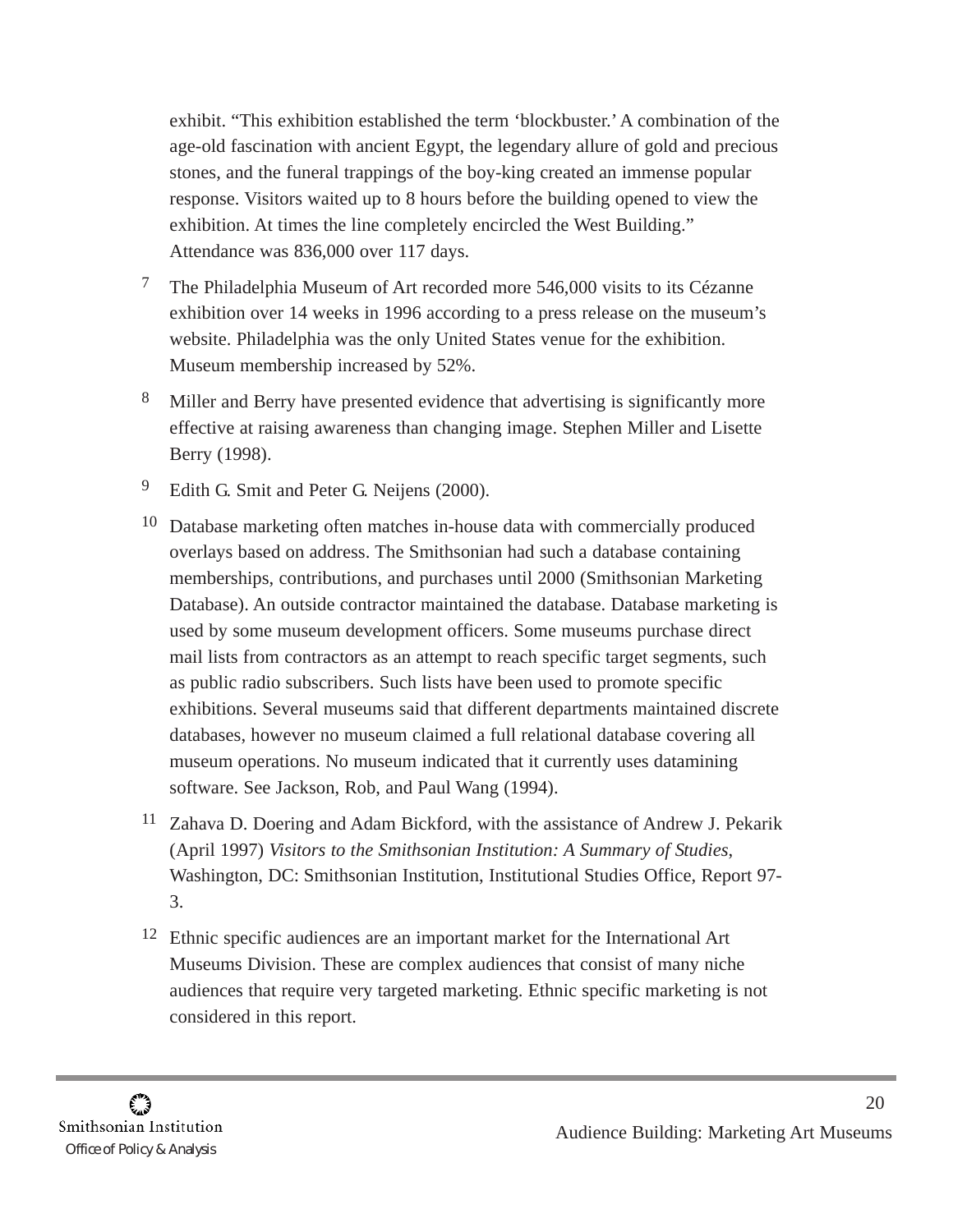exhibit. "This exhibition established the term 'blockbuster.' A combination of the age-old fascination with ancient Egypt, the legendary allure of gold and precious stones, and the funeral trappings of the boy-king created an immense popular response. Visitors waited up to 8 hours before the building opened to view the exhibition. At times the line completely encircled the West Building." Attendance was 836,000 over 117 days.

7 The Philadelphia Museum of Art recorded more 546,000 visits to its Cézanne exhibition over 14 weeks in 1996 according to a press release on the museum's website. Philadelphia was the only United States venue for the exhibition. Museum membership increased by 52%.

8 Miller and Berry have presented evidence that advertising is significantly more effective at raising awareness than changing image. Stephen Miller and Lisette Berry (1998).

9 Edith G. Smit and Peter G. Neijens (2000).

10 Database marketing often matches in-house data with commercially produced overlays based on address. The Smithsonian had such a database containing memberships, contributions, and purchases until 2000 (Smithsonian Marketing Database). An outside contractor maintained the database. Database marketing is used by some museum development officers. Some museums purchase direct mail lists from contractors as an attempt to reach specific target segments, such as public radio subscribers. Such lists have been used to promote specific exhibitions. Several museums said that different departments maintained discrete databases, however no museum claimed a full relational database covering all museum operations. No museum indicated that it currently uses datamining software. See Jackson, Rob, and Paul Wang (1994).

11 Zahava D. Doering and Adam Bickford, with the assistance of Andrew J. Pekarik (April 1997) *Visitors to the Smithsonian Institution: A Summary of Studies*, Washington, DC: Smithsonian Institution, Institutional Studies Office, Report 97-3.

12 Ethnic specific audiences are an important market for the International Art Museums Division. These are complex audiences that consist of many niche audiences that require very targeted marketing. Ethnic specific marketing is not considered in this report.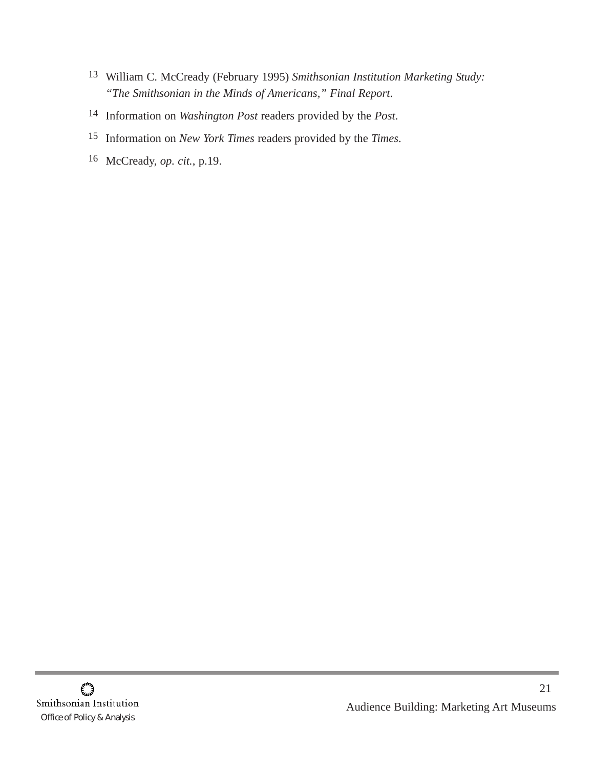[13] William C. McCready (February 1995) *Smithsonian Institution Marketing Study: "The Smithsonian in the Minds of Americans," Final Report*.

[14] Information on *Washington Post* readers provided by the *Post*.

[15] Information on *New York Times* readers provided by the *Times*.

[16] McCready, *op. cit.*, p.19.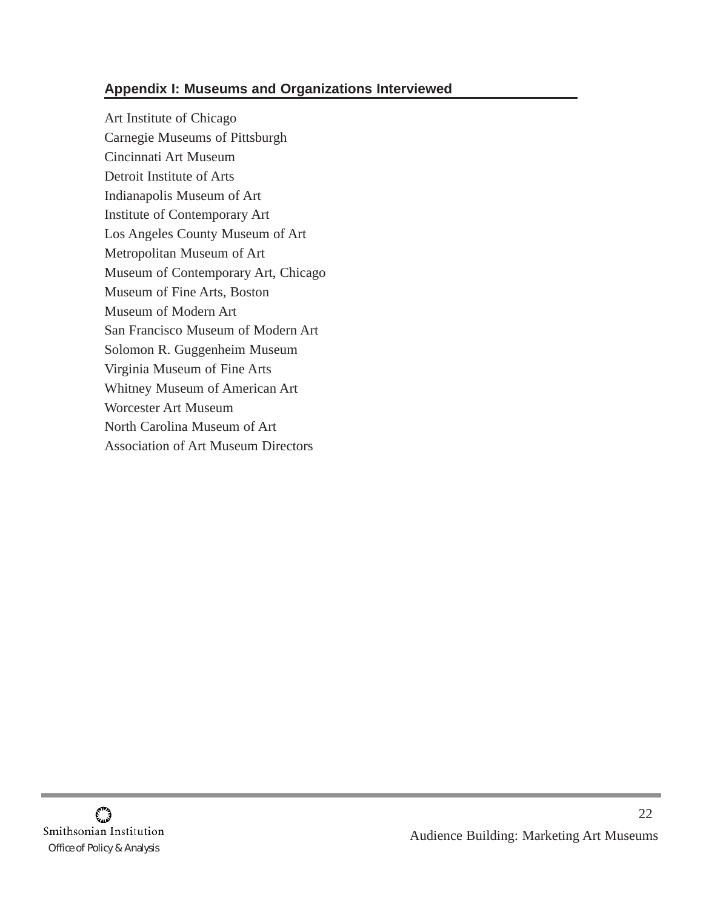## Appendix I: Museums and Organizations Interviewed

Art Institute of Chicago
Carnegie Museums of Pittsburgh
Cincinnati Art Museum
Detroit Institute of Arts
Indianapolis Museum of Art
Institute of Contemporary Art
Los Angeles County Museum of Art
Metropolitan Museum of Art
Museum of Contemporary Art, Chicago
Museum of Fine Arts, Boston
Museum of Modern Art
San Francisco Museum of Modern Art
Solomon R. Guggenheim Museum
Virginia Museum of Fine Arts
Whitney Museum of American Art
Worcester Art Museum
North Carolina Museum of Art
Association of Art Museum Directors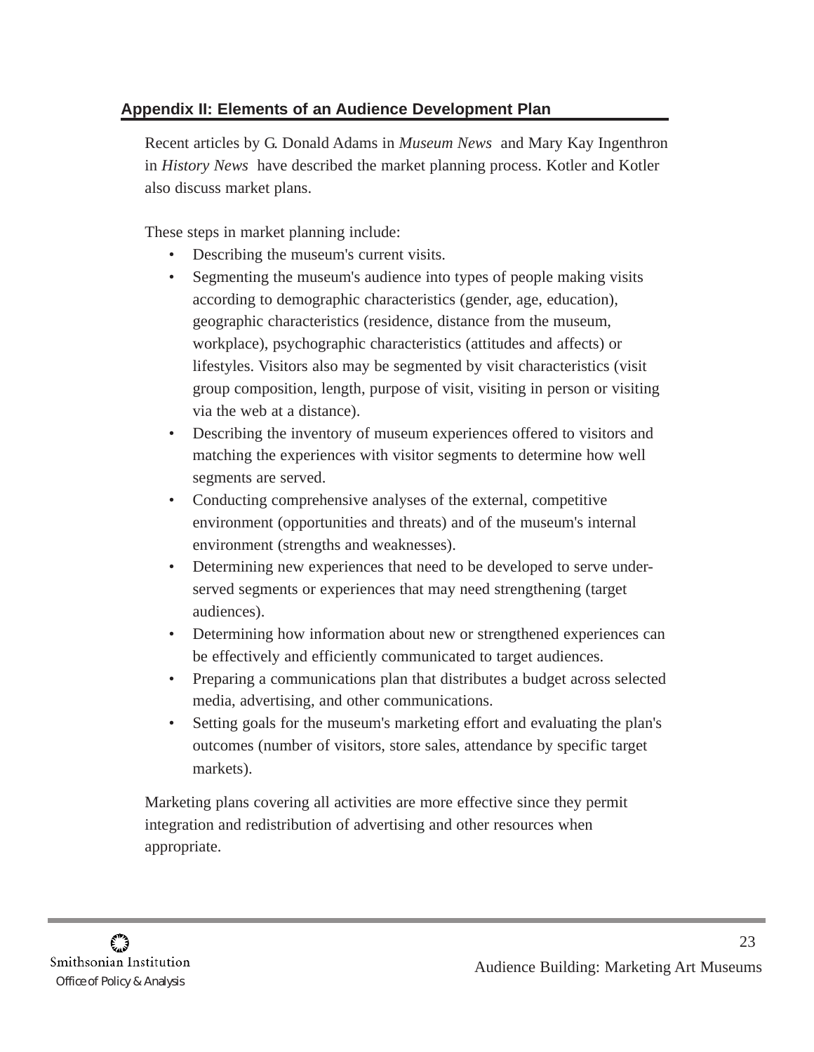## Appendix II: Elements of an Audience Development Plan

Recent articles by G. Donald Adams in *Museum News* and Mary Kay Ingenthron in *History News* have described the market planning process. Kotler and Kotler also discuss market plans.

These steps in market planning include:

- Describing the museum's current visits.
- Segmenting the museum's audience into types of people making visits according to demographic characteristics (gender, age, education), geographic characteristics (residence, distance from the museum, workplace), psychographic characteristics (attitudes and affects) or lifestyles. Visitors also may be segmented by visit characteristics (visit group composition, length, purpose of visit, visiting in person or visiting via the web at a distance).
- Describing the inventory of museum experiences offered to visitors and matching the experiences with visitor segments to determine how well segments are served.
- Conducting comprehensive analyses of the external, competitive environment (opportunities and threats) and of the museum's internal environment (strengths and weaknesses).
- Determining new experiences that need to be developed to serve under-served segments or experiences that may need strengthening (target audiences).
- Determining how information about new or strengthened experiences can be effectively and efficiently communicated to target audiences.
- Preparing a communications plan that distributes a budget across selected media, advertising, and other communications.
- Setting goals for the museum's marketing effort and evaluating the plan's outcomes (number of visitors, store sales, attendance by specific target markets).

Marketing plans covering all activities are more effective since they permit integration and redistribution of advertising and other resources when appropriate.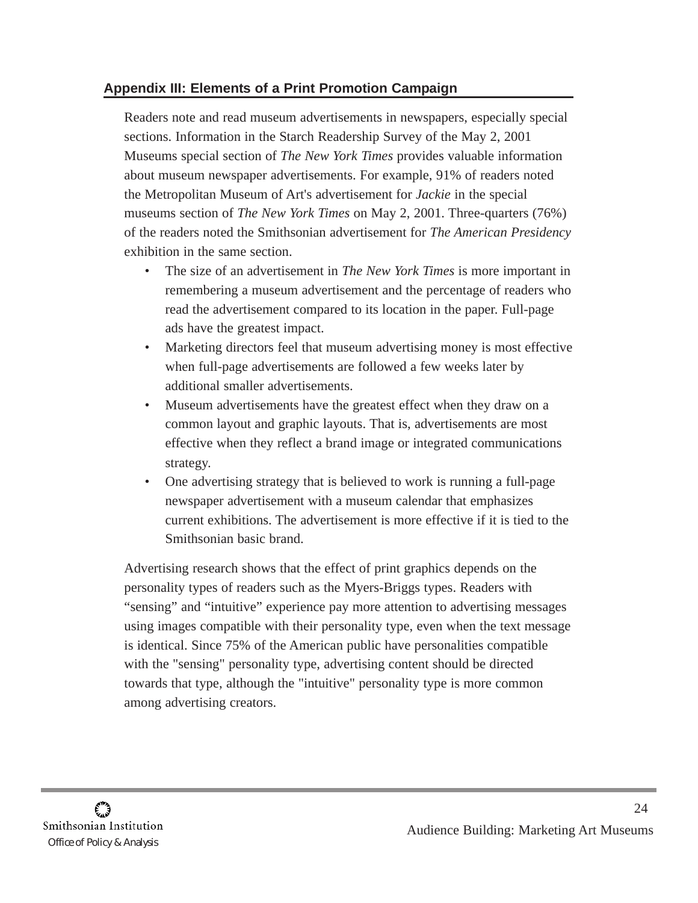## Appendix III: Elements of a Print Promotion Campaign

Readers note and read museum advertisements in newspapers, especially special sections. Information in the Starch Readership Survey of the May 2, 2001 Museums special section of *The New York Times* provides valuable information about museum newspaper advertisements. For example, 91% of readers noted the Metropolitan Museum of Art's advertisement for *Jackie* in the special museums section of *The New York Times* on May 2, 2001. Three-quarters (76%) of the readers noted the Smithsonian advertisement for *The American Presidency* exhibition in the same section.

- The size of an advertisement in *The New York Times* is more important in remembering a museum advertisement and the percentage of readers who read the advertisement compared to its location in the paper. Full-page ads have the greatest impact.
- Marketing directors feel that museum advertising money is most effective when full-page advertisements are followed a few weeks later by additional smaller advertisements.
- Museum advertisements have the greatest effect when they draw on a common layout and graphic layouts. That is, advertisements are most effective when they reflect a brand image or integrated communications strategy.
- One advertising strategy that is believed to work is running a full-page newspaper advertisement with a museum calendar that emphasizes current exhibitions. The advertisement is more effective if it is tied to the Smithsonian basic brand.

Advertising research shows that the effect of print graphics depends on the personality types of readers such as the Myers-Briggs types. Readers with “sensing” and “intuitive” experience pay more attention to advertising messages using images compatible with their personality type, even when the text message is identical. Since 75% of the American public have personalities compatible with the "sensing" personality type, advertising content should be directed towards that type, although the "intuitive" personality type is more common among advertising creators.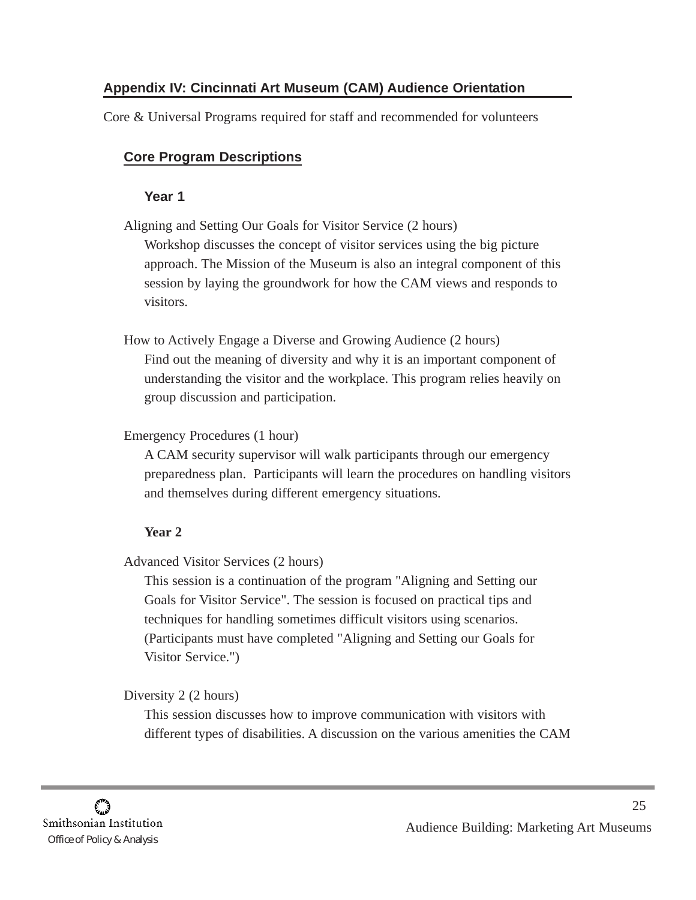## Appendix IV: Cincinnati Art Museum (CAM) Audience Orientation

Core & Universal Programs required for staff and recommended for volunteers

### Core Program Descriptions

#### Year 1

Aligning and Setting Our Goals for Visitor Service (2 hours)

Workshop discusses the concept of visitor services using the big picture approach. The Mission of the Museum is also an integral component of this session by laying the groundwork for how the CAM views and responds to visitors.

How to Actively Engage a Diverse and Growing Audience (2 hours)

Find out the meaning of diversity and why it is an important component of understanding the visitor and the workplace. This program relies heavily on group discussion and participation.

Emergency Procedures (1 hour)

A CAM security supervisor will walk participants through our emergency preparedness plan. Participants will learn the procedures on handling visitors and themselves during different emergency situations.

#### Year 2

Advanced Visitor Services (2 hours)

This session is a continuation of the program "Aligning and Setting our Goals for Visitor Service". The session is focused on practical tips and techniques for handling sometimes difficult visitors using scenarios. (Participants must have completed "Aligning and Setting our Goals for Visitor Service.")

Diversity 2 (2 hours)

This session discusses how to improve communication with visitors with different types of disabilities. A discussion on the various amenities the CAM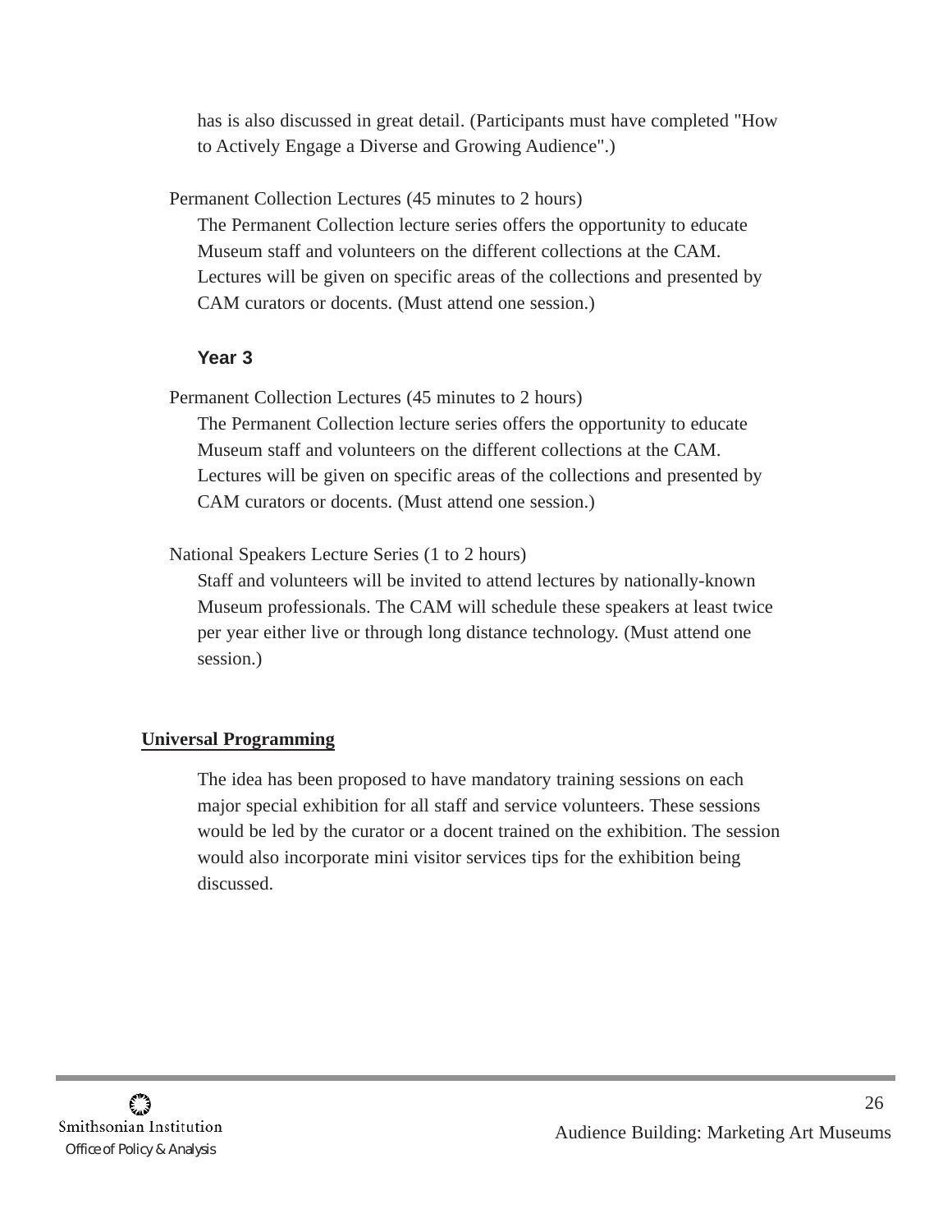has is also discussed in great detail. (Participants must have completed "How to Actively Engage a Diverse and Growing Audience".)

Permanent Collection Lectures (45 minutes to 2 hours)

The Permanent Collection lecture series offers the opportunity to educate Museum staff and volunteers on the different collections at the CAM. Lectures will be given on specific areas of the collections and presented by CAM curators or docents. (Must attend one session.)

**Year 3**

Permanent Collection Lectures (45 minutes to 2 hours)

The Permanent Collection lecture series offers the opportunity to educate Museum staff and volunteers on the different collections at the CAM. Lectures will be given on specific areas of the collections and presented by CAM curators or docents. (Must attend one session.)

National Speakers Lecture Series (1 to 2 hours)

Staff and volunteers will be invited to attend lectures by nationally-known Museum professionals. The CAM will schedule these speakers at least twice per year either live or through long distance technology. (Must attend one session.)

**Universal Programming**

The idea has been proposed to have mandatory training sessions on each major special exhibition for all staff and service volunteers. These sessions would be led by the curator or a docent trained on the exhibition. The session would also incorporate mini visitor services tips for the exhibition being discussed.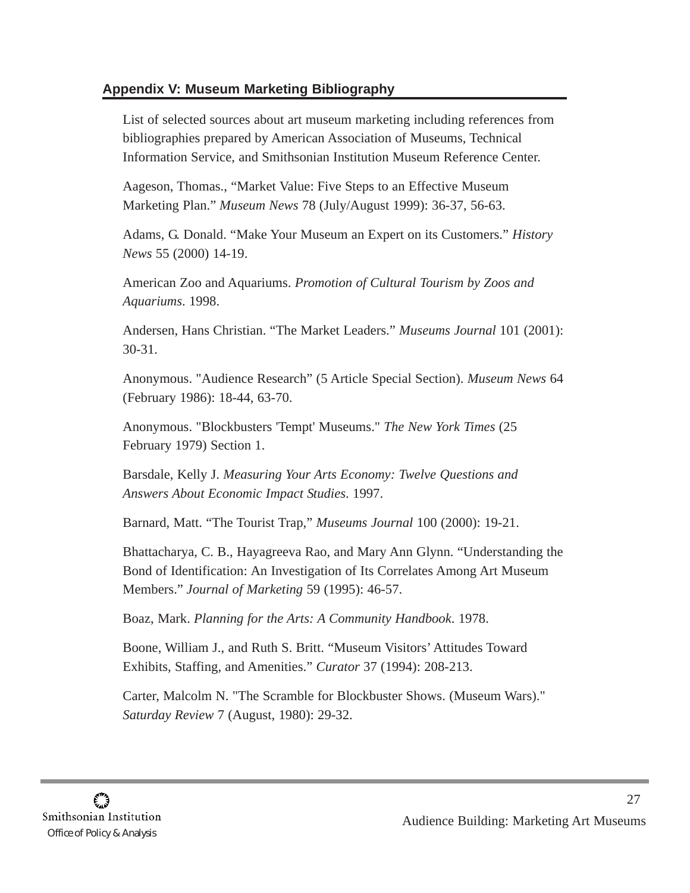## Appendix V: Museum Marketing Bibliography

List of selected sources about art museum marketing including references from bibliographies prepared by American Association of Museums, Technical Information Service, and Smithsonian Institution Museum Reference Center.

Aageson, Thomas., “Market Value: Five Steps to an Effective Museum Marketing Plan.” *Museum News* 78 (July/August 1999): 36-37, 56-63.

Adams, G. Donald. “Make Your Museum an Expert on its Customers.” *History News* 55 (2000) 14-19.

American Zoo and Aquariums. *Promotion of Cultural Tourism by Zoos and Aquariums*. 1998.

Andersen, Hans Christian. “The Market Leaders.” *Museums Journal* 101 (2001): 30-31.

Anonymous. "Audience Research” (5 Article Special Section). *Museum News* 64 (February 1986): 18-44, 63-70.

Anonymous. "Blockbusters 'Tempt' Museums." *The New York Times* (25 February 1979) Section 1.

Barsdale, Kelly J. *Measuring Your Arts Economy: Twelve Questions and Answers About Economic Impact Studies*. 1997.

Barnard, Matt. “The Tourist Trap,” *Museums Journal* 100 (2000): 19-21.

Bhattacharya, C. B., Hayagreeva Rao, and Mary Ann Glynn. “Understanding the Bond of Identification: An Investigation of Its Correlates Among Art Museum Members.” *Journal of Marketing* 59 (1995): 46-57.

Boaz, Mark. *Planning for the Arts: A Community Handbook*. 1978.

Boone, William J., and Ruth S. Britt. “Museum Visitors’ Attitudes Toward Exhibits, Staffing, and Amenities.” *Curator* 37 (1994): 208-213.

Carter, Malcolm N. "The Scramble for Blockbuster Shows. (Museum Wars)." *Saturday Review* 7 (August, 1980): 29-32.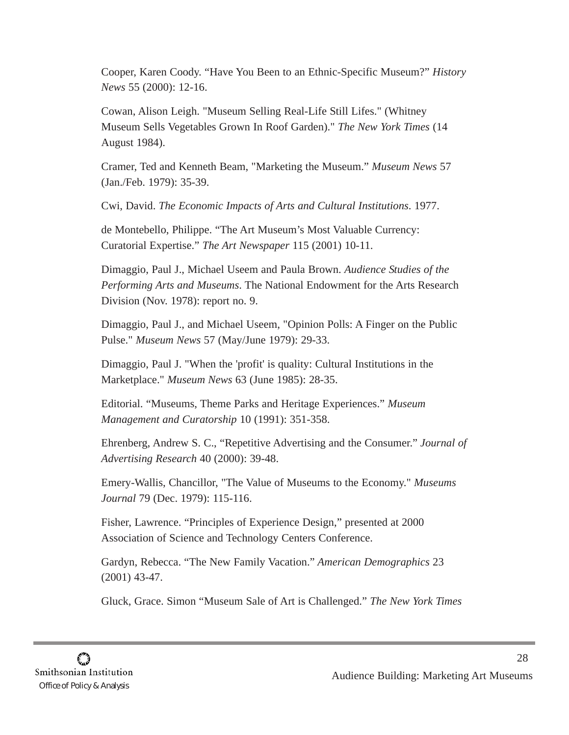Cooper, Karen Coody. “Have You Been to an Ethnic-Specific Museum?” *History News* 55 (2000): 12-16.

Cowan, Alison Leigh. "Museum Selling Real-Life Still Lifes." (Whitney Museum Sells Vegetables Grown In Roof Garden)." *The New York Times* (14 August 1984).

Cramer, Ted and Kenneth Beam, "Marketing the Museum.” *Museum News* 57 (Jan./Feb. 1979): 35-39.

Cwi, David. *The Economic Impacts of Arts and Cultural Institutions*. 1977.

de Montebello, Philippe. “The Art Museum’s Most Valuable Currency: Curatorial Expertise.” *The Art Newspaper* 115 (2001) 10-11.

Dimaggio, Paul J., Michael Useem and Paula Brown. *Audience Studies of the Performing Arts and Museums*. The National Endowment for the Arts Research Division (Nov. 1978): report no. 9.

Dimaggio, Paul J., and Michael Useem, "Opinion Polls: A Finger on the Public Pulse." *Museum News* 57 (May/June 1979): 29-33.

Dimaggio, Paul J. "When the 'profit' is quality: Cultural Institutions in the Marketplace." *Museum News* 63 (June 1985): 28-35.

Editorial. “Museums, Theme Parks and Heritage Experiences.” *Museum Management and Curatorship* 10 (1991): 351-358.

Ehrenberg, Andrew S. C., “Repetitive Advertising and the Consumer.” *Journal of Advertising Research* 40 (2000): 39-48.

Emery-Wallis, Chancillor, "The Value of Museums to the Economy." *Museums Journal* 79 (Dec. 1979): 115-116.

Fisher, Lawrence. “Principles of Experience Design,” presented at 2000 Association of Science and Technology Centers Conference.

Gardyn, Rebecca. “The New Family Vacation.” *American Demographics* 23 (2001) 43-47.

Gluck, Grace. Simon “Museum Sale of Art is Challenged.” *The New York Times*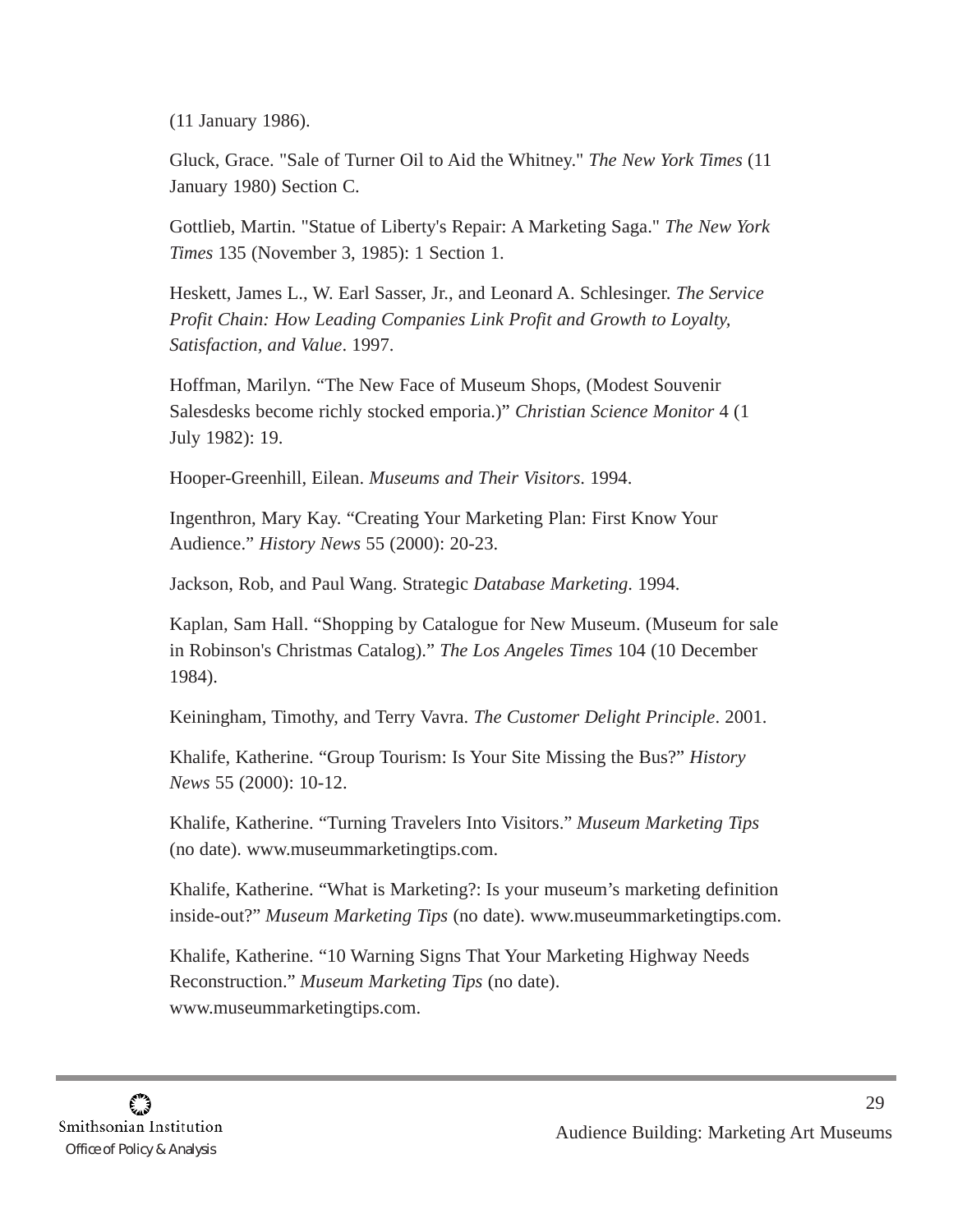(11 January 1986).

Gluck, Grace. "Sale of Turner Oil to Aid the Whitney." *The New York Times* (11 January 1980) Section C.

Gottlieb, Martin. "Statue of Liberty's Repair: A Marketing Saga." *The New York Times* 135 (November 3, 1985): 1 Section 1.

Heskett, James L., W. Earl Sasser, Jr., and Leonard A. Schlesinger. *The Service Profit Chain: How Leading Companies Link Profit and Growth to Loyalty, Satisfaction, and Value*. 1997.

Hoffman, Marilyn. "The New Face of Museum Shops, (Modest Souvenir Salesdesks become richly stocked emporia.)" *Christian Science Monitor* 4 (1 July 1982): 19.

Hooper-Greenhill, Eilean. *Museums and Their Visitors*. 1994.

Ingenthron, Mary Kay. "Creating Your Marketing Plan: First Know Your Audience." *History News* 55 (2000): 20-23.

Jackson, Rob, and Paul Wang. Strategic *Database Marketing*. 1994.

Kaplan, Sam Hall. "Shopping by Catalogue for New Museum. (Museum for sale in Robinson's Christmas Catalog)." *The Los Angeles Times* 104 (10 December 1984).

Keiningham, Timothy, and Terry Vavra. *The Customer Delight Principle*. 2001.

Khalife, Katherine. "Group Tourism: Is Your Site Missing the Bus?" *History News* 55 (2000): 10-12.

Khalife, Katherine. "Turning Travelers Into Visitors." *Museum Marketing Tips* (no date). www.museummarketingtips.com.

Khalife, Katherine. "What is Marketing?: Is your museum's marketing definition inside-out?" *Museum Marketing Tips* (no date). www.museummarketingtips.com.

Khalife, Katherine. "10 Warning Signs That Your Marketing Highway Needs Reconstruction." *Museum Marketing Tips* (no date). www.museummarketingtips.com.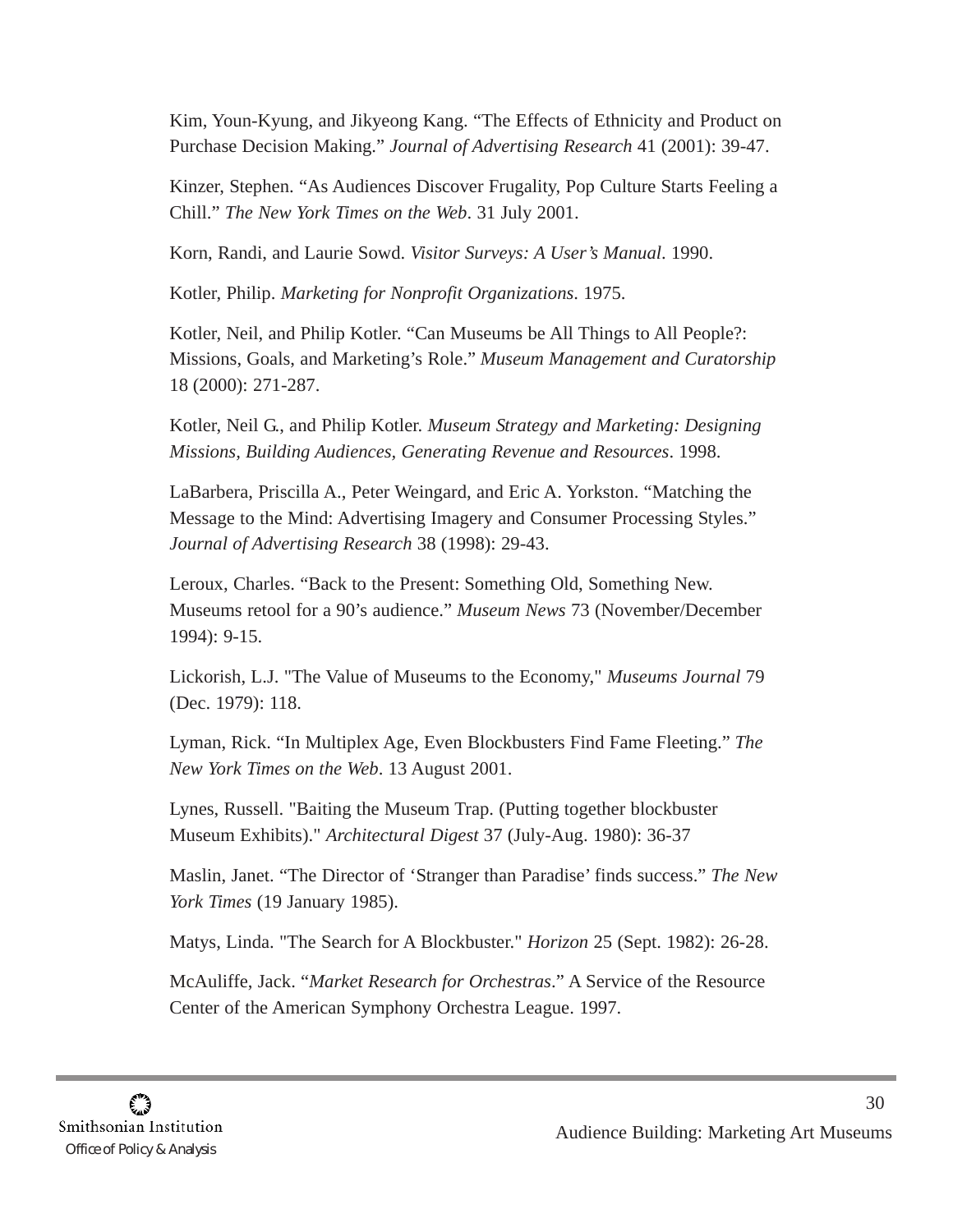Kim, Youn-Kyung, and Jikyeong Kang. "The Effects of Ethnicity and Product on Purchase Decision Making." *Journal of Advertising Research* 41 (2001): 39-47.

Kinzer, Stephen. "As Audiences Discover Frugality, Pop Culture Starts Feeling a Chill." *The New York Times on the Web*. 31 July 2001.

Korn, Randi, and Laurie Sowd. *Visitor Surveys: A User's Manual*. 1990.

Kotler, Philip. *Marketing for Nonprofit Organizations*. 1975.

Kotler, Neil, and Philip Kotler. "Can Museums be All Things to All People?: Missions, Goals, and Marketing's Role." *Museum Management and Curatorship* 18 (2000): 271-287.

Kotler, Neil G., and Philip Kotler. *Museum Strategy and Marketing: Designing Missions, Building Audiences, Generating Revenue and Resources*. 1998.

LaBarbera, Priscilla A., Peter Weingard, and Eric A. Yorkston. "Matching the Message to the Mind: Advertising Imagery and Consumer Processing Styles." *Journal of Advertising Research* 38 (1998): 29-43.

Leroux, Charles. "Back to the Present: Something Old, Something New. Museums retool for a 90's audience." *Museum News* 73 (November/December 1994): 9-15.

Lickorish, L.J. "The Value of Museums to the Economy," *Museums Journal* 79 (Dec. 1979): 118.

Lyman, Rick. "In Multiplex Age, Even Blockbusters Find Fame Fleeting." *The New York Times on the Web*. 13 August 2001.

Lynes, Russell. "Baiting the Museum Trap. (Putting together blockbuster Museum Exhibits)." *Architectural Digest* 37 (July-Aug. 1980): 36-37

Maslin, Janet. "The Director of 'Stranger than Paradise' finds success." *The New York Times* (19 January 1985).

Matys, Linda. "The Search for A Blockbuster." *Horizon* 25 (Sept. 1982): 26-28.

McAuliffe, Jack. "*Market Research for Orchestras*." A Service of the Resource Center of the American Symphony Orchestra League. 1997.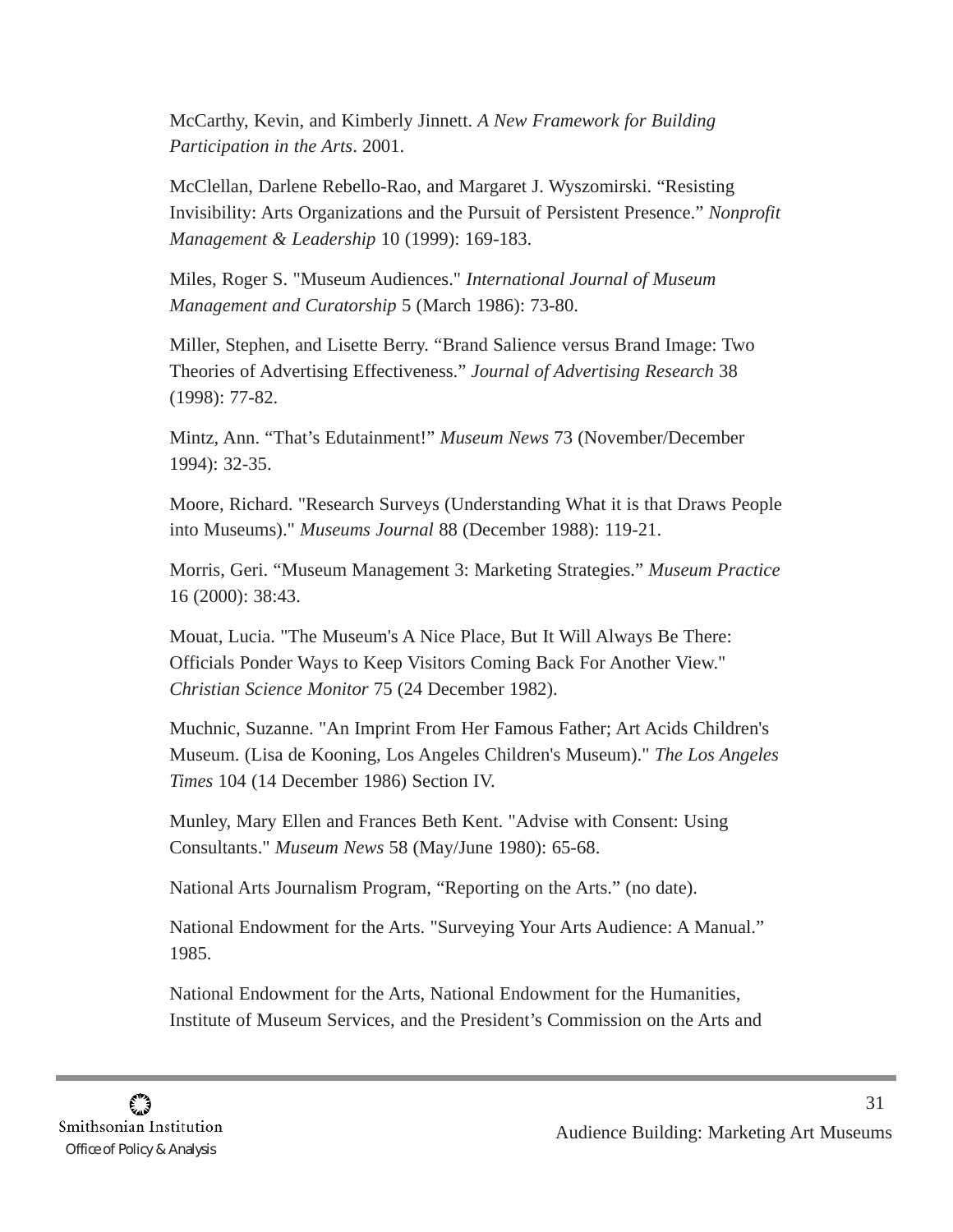McCarthy, Kevin, and Kimberly Jinnett. *A New Framework for Building Participation in the Arts*. 2001.

McClellan, Darlene Rebello-Rao, and Margaret J. Wyszomirski. “Resisting Invisibility: Arts Organizations and the Pursuit of Persistent Presence.” *Nonprofit Management & Leadership* 10 (1999): 169-183.

Miles, Roger S. "Museum Audiences." *International Journal of Museum Management and Curatorship* 5 (March 1986): 73-80.

Miller, Stephen, and Lisette Berry. “Brand Salience versus Brand Image: Two Theories of Advertising Effectiveness.” *Journal of Advertising Research* 38 (1998): 77-82.

Mintz, Ann. “That’s Edutainment!” *Museum News* 73 (November/December 1994): 32-35.

Moore, Richard. "Research Surveys (Understanding What it is that Draws People into Museums)." *Museums Journal* 88 (December 1988): 119-21.

Morris, Geri. “Museum Management 3: Marketing Strategies.” *Museum Practice* 16 (2000): 38:43.

Mouat, Lucia. "The Museum's A Nice Place, But It Will Always Be There: Officials Ponder Ways to Keep Visitors Coming Back For Another View." *Christian Science Monitor* 75 (24 December 1982).

Muchnic, Suzanne. "An Imprint From Her Famous Father; Art Acids Children's Museum. (Lisa de Kooning, Los Angeles Children's Museum)." *The Los Angeles Times* 104 (14 December 1986) Section IV.

Munley, Mary Ellen and Frances Beth Kent. "Advise with Consent: Using Consultants." *Museum News* 58 (May/June 1980): 65-68.

National Arts Journalism Program, “Reporting on the Arts.” (no date).

National Endowment for the Arts. "Surveying Your Arts Audience: A Manual.” 1985.

National Endowment for the Arts, National Endowment for the Humanities, Institute of Museum Services, and the President’s Commission on the Arts and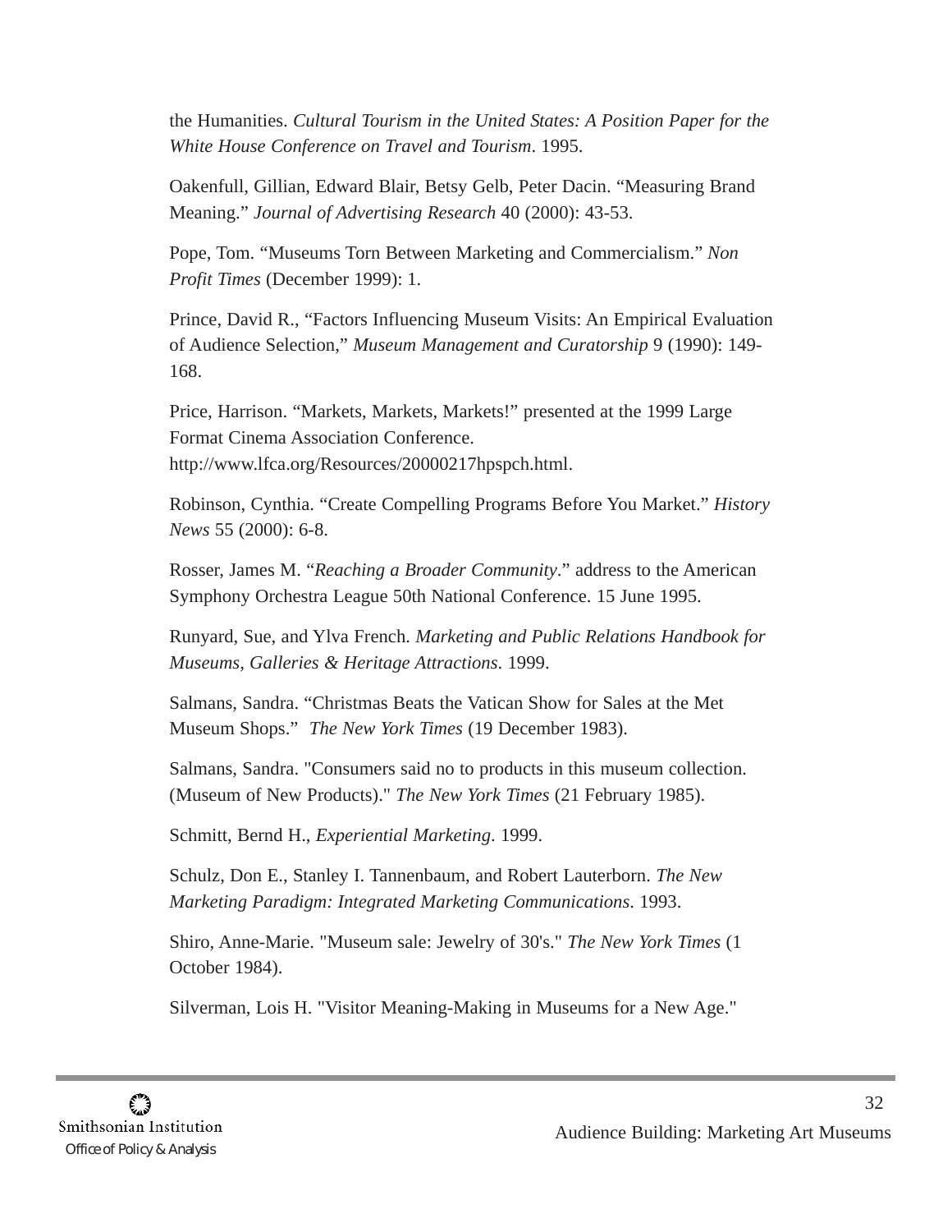the Humanities. *Cultural Tourism in the United States: A Position Paper for the White House Conference on Travel and Tourism*. 1995.

Oakenfull, Gillian, Edward Blair, Betsy Gelb, Peter Dacin. “Measuring Brand Meaning.” *Journal of Advertising Research* 40 (2000): 43-53.

Pope, Tom. “Museums Torn Between Marketing and Commercialism.” *Non Profit Times* (December 1999): 1.

Prince, David R., “Factors Influencing Museum Visits: An Empirical Evaluation of Audience Selection,” *Museum Management and Curatorship* 9 (1990): 149-168.

Price, Harrison. “Markets, Markets, Markets!” presented at the 1999 Large Format Cinema Association Conference. http://www.lfca.org/Resources/20000217hpspch.html.

Robinson, Cynthia. “Create Compelling Programs Before You Market.” *History News* 55 (2000): 6-8.

Rosser, James M. “*Reaching a Broader Community*.” address to the American Symphony Orchestra League 50th National Conference. 15 June 1995.

Runyard, Sue, and Ylva French. *Marketing and Public Relations Handbook for Museums, Galleries & Heritage Attractions*. 1999.

Salmans, Sandra. “Christmas Beats the Vatican Show for Sales at the Met Museum Shops.” *The New York Times* (19 December 1983).

Salmans, Sandra. "Consumers said no to products in this museum collection. (Museum of New Products)." *The New York Times* (21 February 1985).

Schmitt, Bernd H., *Experiential Marketing*. 1999.

Schulz, Don E., Stanley I. Tannenbaum, and Robert Lauterborn. *The New Marketing Paradigm: Integrated Marketing Communications*. 1993.

Shiro, Anne-Marie. "Museum sale: Jewelry of 30's." *The New York Times* (1 October 1984).

Silverman, Lois H. "Visitor Meaning-Making in Museums for a New Age."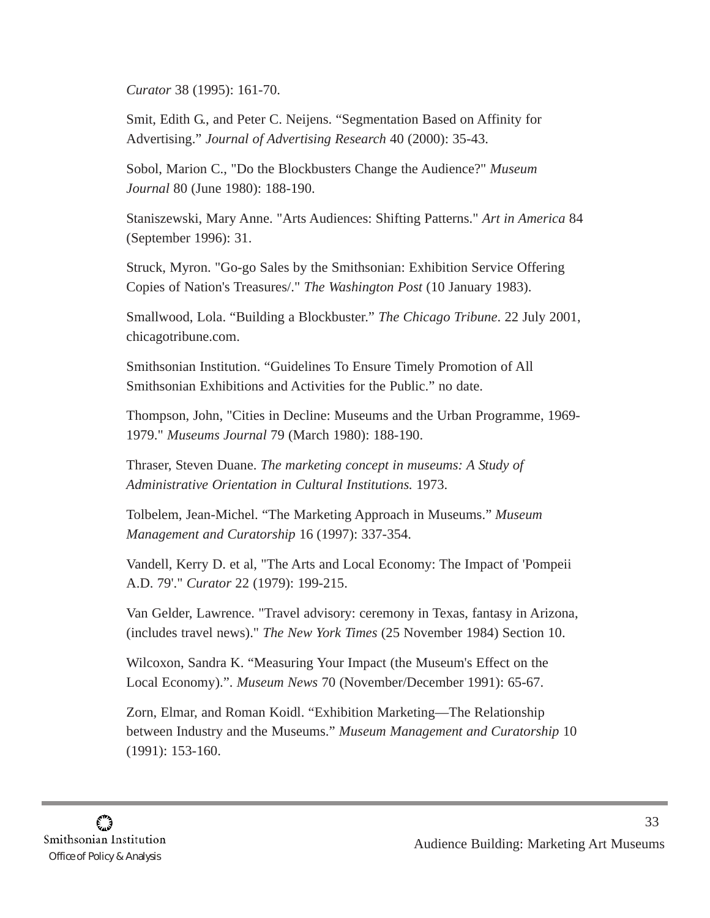*Curator* 38 (1995): 161-70.

Smit, Edith G., and Peter C. Neijens. "Segmentation Based on Affinity for Advertising." *Journal of Advertising Research* 40 (2000): 35-43.

Sobol, Marion C., "Do the Blockbusters Change the Audience?" *Museum Journal* 80 (June 1980): 188-190.

Staniszewski, Mary Anne. "Arts Audiences: Shifting Patterns." *Art in America* 84 (September 1996): 31.

Struck, Myron. "Go-go Sales by the Smithsonian: Exhibition Service Offering Copies of Nation's Treasures/." *The Washington Post* (10 January 1983).

Smallwood, Lola. "Building a Blockbuster." *The Chicago Tribune*. 22 July 2001, chicagotribune.com.

Smithsonian Institution. "Guidelines To Ensure Timely Promotion of All Smithsonian Exhibitions and Activities for the Public." no date.

Thompson, John, "Cities in Decline: Museums and the Urban Programme, 1969-1979." *Museums Journal* 79 (March 1980): 188-190.

Thraser, Steven Duane. *The marketing concept in museums: A Study of Administrative Orientation in Cultural Institutions.* 1973.

Tolbelem, Jean-Michel. "The Marketing Approach in Museums." *Museum Management and Curatorship* 16 (1997): 337-354.

Vandell, Kerry D. et al, "The Arts and Local Economy: The Impact of 'Pompeii A.D. 79'." *Curator* 22 (1979): 199-215.

Van Gelder, Lawrence. "Travel advisory: ceremony in Texas, fantasy in Arizona, (includes travel news)." *The New York Times* (25 November 1984) Section 10.

Wilcoxon, Sandra K. "Measuring Your Impact (the Museum's Effect on the Local Economy).". *Museum News* 70 (November/December 1991): 65-67.

Zorn, Elmar, and Roman Koidl. "Exhibition Marketing—The Relationship between Industry and the Museums." *Museum Management and Curatorship* 10 (1991): 153-160.